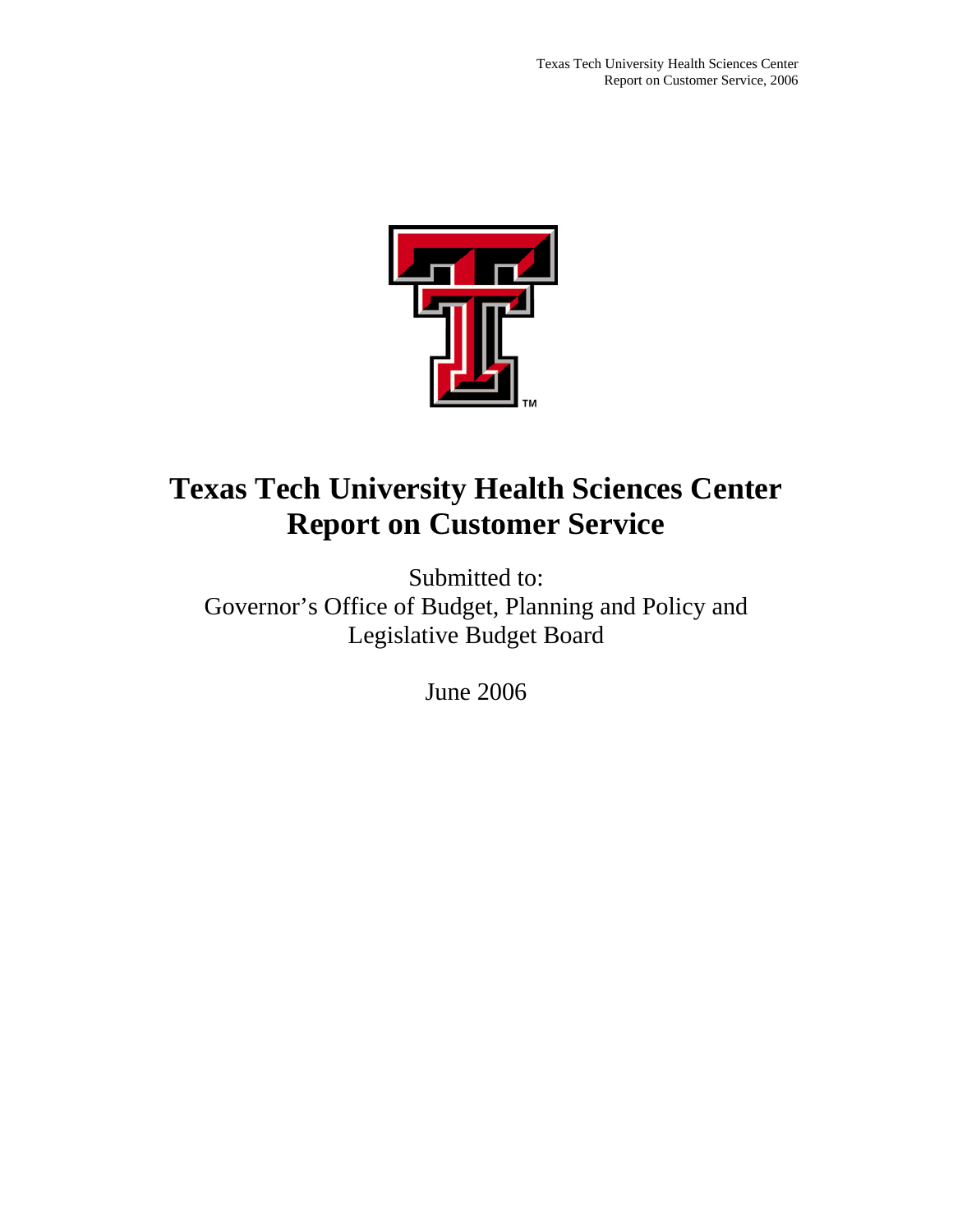# Texas Tech University Health Sciences Center Report on Customer Service

Submitted to:
Governor's Office of Budget, Planning and Policy and
Legislative Budget Board

June 2006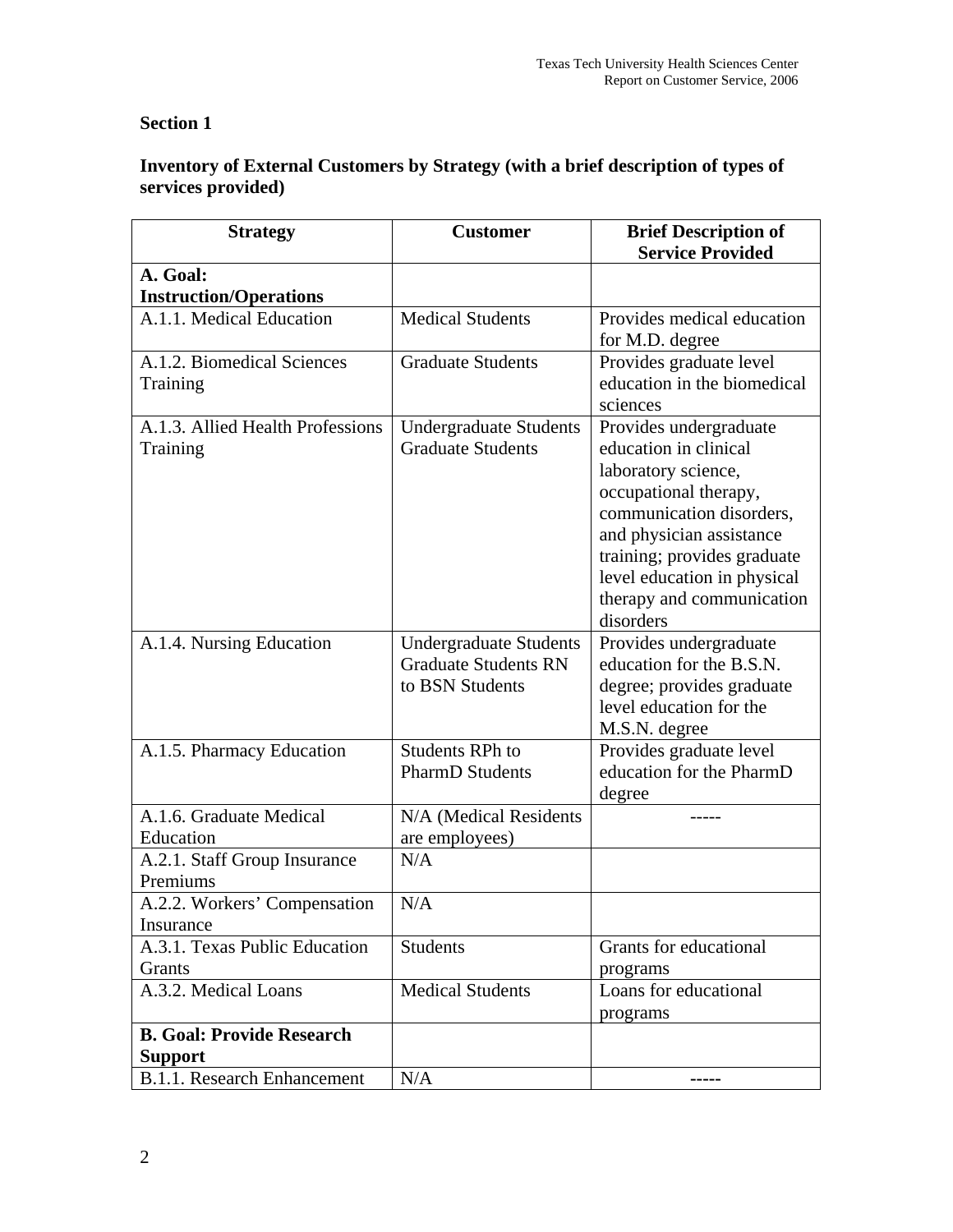## Section 1

### Inventory of External Customers by Strategy (with a brief description of types of services provided)

| Strategy | Customer | Brief Description of Service Provided |
|---|---|---|
| **A. Goal: Instruction/Operations** | | |
| A.1.1. Medical Education | Medical Students | Provides medical education for M.D. degree |
| A.1.2. Biomedical Sciences Training | Graduate Students | Provides graduate level education in the biomedical sciences |
| A.1.3. Allied Health Professions Training | Undergraduate Students Graduate Students | Provides undergraduate education in clinical laboratory science, occupational therapy, communication disorders, and physician assistance training; provides graduate level education in physical therapy and communication disorders |
| A.1.4. Nursing Education | Undergraduate Students Graduate Students RN to BSN Students | Provides undergraduate education for the B.S.N. degree; provides graduate level education for the M.S.N. degree |
| A.1.5. Pharmacy Education | Students RPh to PharmD Students | Provides graduate level education for the PharmD degree |
| A.1.6. Graduate Medical Education | N/A (Medical Residents are employees) | ----- |
| A.2.1. Staff Group Insurance Premiums | N/A | |
| A.2.2. Workers' Compensation Insurance | N/A | |
| A.3.1. Texas Public Education Grants | Students | Grants for educational programs |
| A.3.2. Medical Loans | Medical Students | Loans for educational programs |
| **B. Goal: Provide Research Support** | | |
| B.1.1. Research Enhancement | N/A | ----- |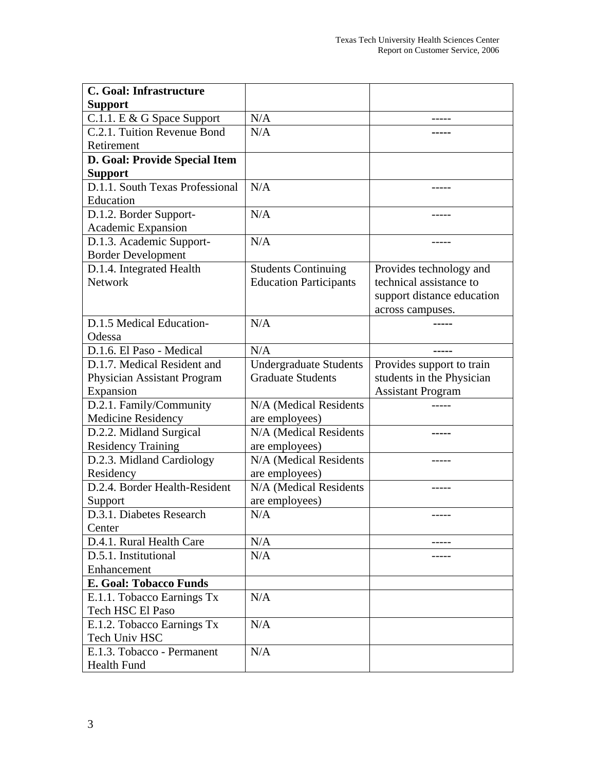| **C. Goal: Infrastructure Support** | | |
|---|---|---|
| C.1.1. E & G Space Support | N/A | ----- |
| C.2.1. Tuition Revenue Bond Retirement | N/A | ----- |
| **D. Goal: Provide Special Item Support** | | |
| D.1.1. South Texas Professional Education | N/A | ----- |
| D.1.2. Border Support-Academic Expansion | N/A | ----- |
| D.1.3. Academic Support-Border Development | N/A | ----- |
| D.1.4. Integrated Health Network | Students Continuing Education Participants | Provides technology and technical assistance to support distance education across campuses. |
| D.1.5 Medical Education-Odessa | N/A | ----- |
| D.1.6. El Paso - Medical | N/A | ----- |
| D.1.7. Medical Resident and Physician Assistant Program Expansion | Undergraduate Students Graduate Students | Provides support to train students in the Physician Assistant Program |
| D.2.1. Family/Community Medicine Residency | N/A (Medical Residents are employees) | ----- |
| D.2.2. Midland Surgical Residency Training | N/A (Medical Residents are employees) | ----- |
| D.2.3. Midland Cardiology Residency | N/A (Medical Residents are employees) | ----- |
| D.2.4. Border Health-Resident Support | N/A (Medical Residents are employees) | ----- |
| D.3.1. Diabetes Research Center | N/A | ----- |
| D.4.1. Rural Health Care | N/A | ----- |
| D.5.1. Institutional Enhancement | N/A | ----- |
| **E. Goal: Tobacco Funds** | | |
| E.1.1. Tobacco Earnings Tx Tech HSC El Paso | N/A | |
| E.1.2. Tobacco Earnings Tx Tech Univ HSC | N/A | |
| E.1.3. Tobacco - Permanent Health Fund | N/A | |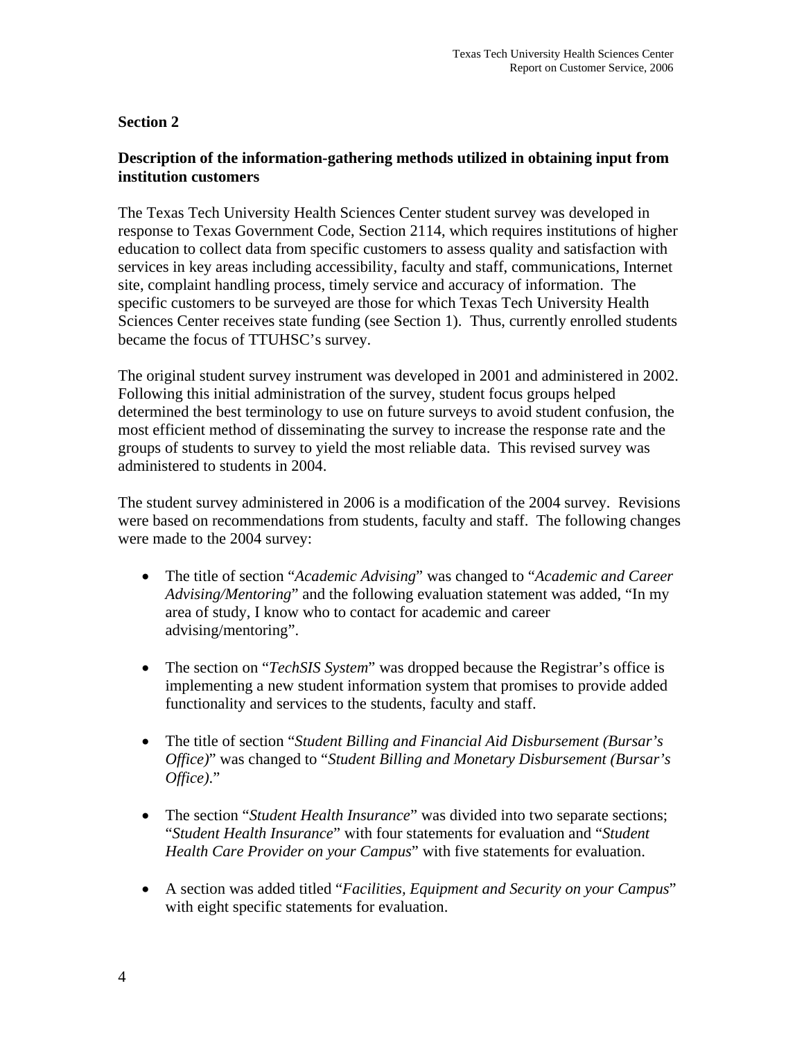**Section 2**

**Description of the information-gathering methods utilized in obtaining input from institution customers**

The Texas Tech University Health Sciences Center student survey was developed in response to Texas Government Code, Section 2114, which requires institutions of higher education to collect data from specific customers to assess quality and satisfaction with services in key areas including accessibility, faculty and staff, communications, Internet site, complaint handling process, timely service and accuracy of information. The specific customers to be surveyed are those for which Texas Tech University Health Sciences Center receives state funding (see Section 1). Thus, currently enrolled students became the focus of TTUHSC's survey.

The original student survey instrument was developed in 2001 and administered in 2002. Following this initial administration of the survey, student focus groups helped determined the best terminology to use on future surveys to avoid student confusion, the most efficient method of disseminating the survey to increase the response rate and the groups of students to survey to yield the most reliable data. This revised survey was administered to students in 2004.

The student survey administered in 2006 is a modification of the 2004 survey. Revisions were based on recommendations from students, faculty and staff. The following changes were made to the 2004 survey:

- The title of section "*Academic Advising*" was changed to "*Academic and Career Advising/Mentoring*" and the following evaluation statement was added, "In my area of study, I know who to contact for academic and career advising/mentoring".
- The section on "*TechSIS System*" was dropped because the Registrar's office is implementing a new student information system that promises to provide added functionality and services to the students, faculty and staff.
- The title of section "*Student Billing and Financial Aid Disbursement (Bursar's Office)*" was changed to "*Student Billing and Monetary Disbursement (Bursar's Office).*"
- The section "*Student Health Insurance*" was divided into two separate sections; "*Student Health Insurance*" with four statements for evaluation and "*Student Health Care Provider on your Campus*" with five statements for evaluation.
- A section was added titled "*Facilities, Equipment and Security on your Campus*" with eight specific statements for evaluation.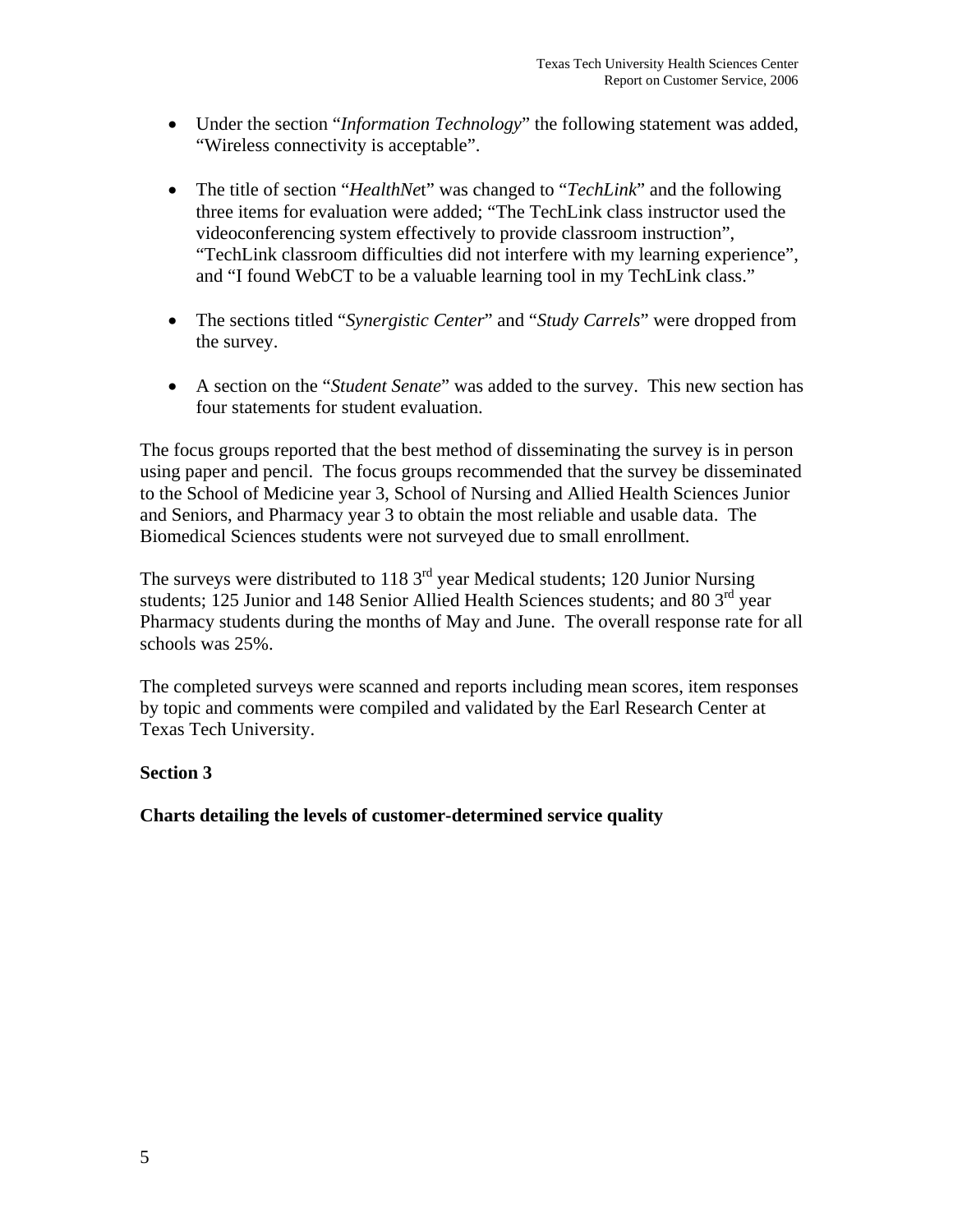- Under the section "*Information Technology*" the following statement was added, "Wireless connectivity is acceptable".

- The title of section "*HealthNe*t" was changed to "*TechLink*" and the following three items for evaluation were added; "The TechLink class instructor used the videoconferencing system effectively to provide classroom instruction", "TechLink classroom difficulties did not interfere with my learning experience", and "I found WebCT to be a valuable learning tool in my TechLink class."

- The sections titled "*Synergistic Center*" and "*Study Carrels*" were dropped from the survey.

- A section on the "*Student Senate*" was added to the survey. This new section has four statements for student evaluation.

The focus groups reported that the best method of disseminating the survey is in person using paper and pencil. The focus groups recommended that the survey be disseminated to the School of Medicine year 3, School of Nursing and Allied Health Sciences Junior and Seniors, and Pharmacy year 3 to obtain the most reliable and usable data. The Biomedical Sciences students were not surveyed due to small enrollment.

The surveys were distributed to 118 3rd year Medical students; 120 Junior Nursing students; 125 Junior and 148 Senior Allied Health Sciences students; and 80 3rd year Pharmacy students during the months of May and June. The overall response rate for all schools was 25%.

The completed surveys were scanned and reports including mean scores, item responses by topic and comments were compiled and validated by the Earl Research Center at Texas Tech University.

**Section 3**

**Charts detailing the levels of customer-determined service quality**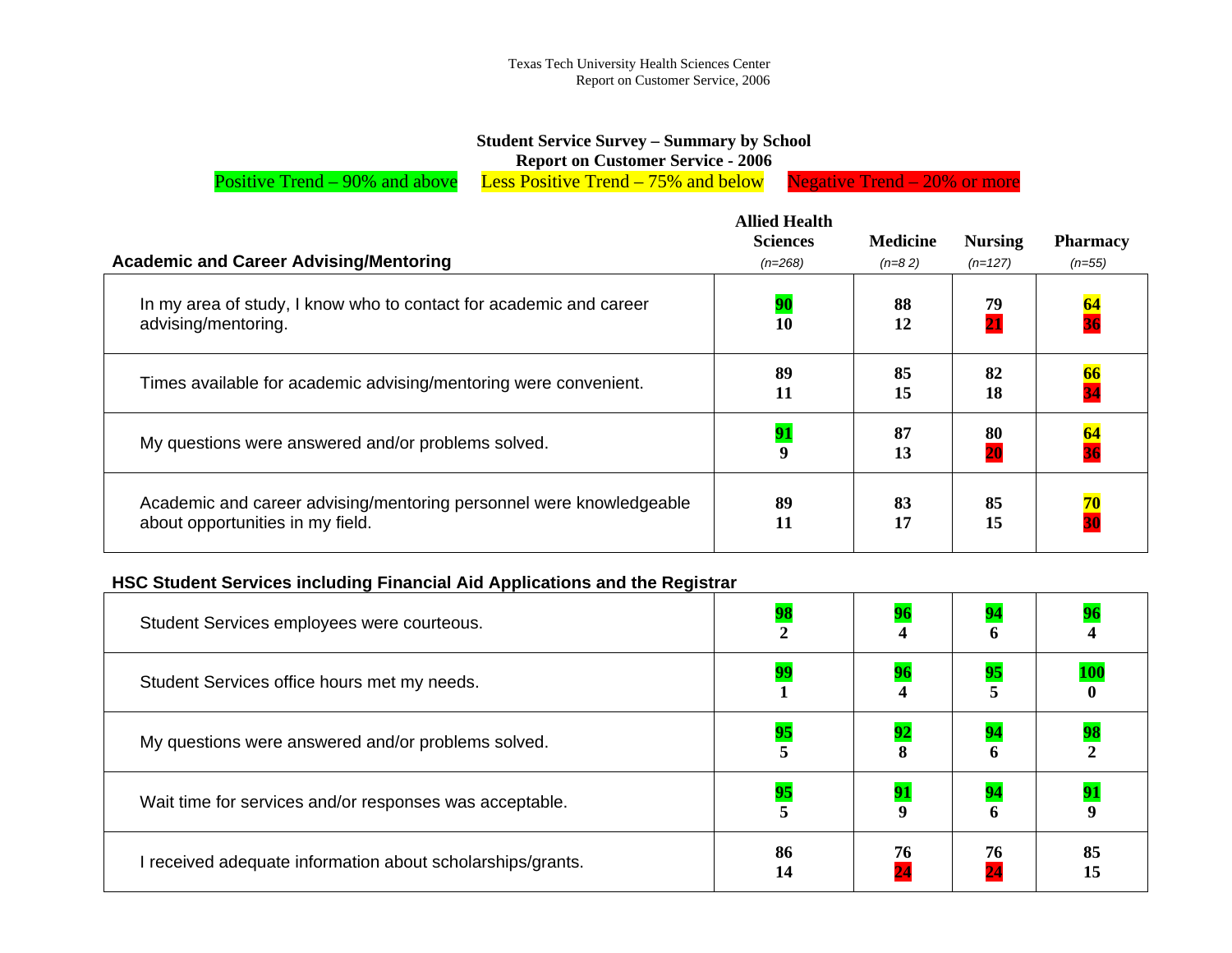Texas Tech University Health Sciences Center
Report on Customer Service, 2006

## Student Service Survey – Summary by School
## Report on Customer Service - 2006

Positive Trend – 90% and above    Less Positive Trend – 75% and below    Negative Trend – 20% or more

| Academic and Career Advising/Mentoring | Allied Health Sciences (n=268) | Medicine (n=8 2) | Nursing (n=127) | Pharmacy (n=55) |
|---|---|---|---|---|
| In my area of study, I know who to contact for academic and career advising/mentoring. | 90<br>10 | 88<br>12 | 79<br>21 | 64<br>36 |
| Times available for academic advising/mentoring were convenient. | 89<br>11 | 85<br>15 | 82<br>18 | 66<br>34 |
| My questions were answered and/or problems solved. | 91<br>9 | 87<br>13 | 80<br>20 | 64<br>36 |
| Academic and career advising/mentoring personnel were knowledgeable about opportunities in my field. | 89<br>11 | 83<br>17 | 85<br>15 | 70<br>30 |

| HSC Student Services including Financial Aid Applications and the Registrar | Allied Health Sciences | Medicine | Nursing | Pharmacy |
|---|---|---|---|---|
| Student Services employees were courteous. | 98<br>2 | 96<br>4 | 94<br>6 | 96<br>4 |
| Student Services office hours met my needs. | 99<br>1 | 96<br>4 | 95<br>5 | 100<br>0 |
| My questions were answered and/or problems solved. | 95<br>5 | 92<br>8 | 94<br>6 | 98<br>2 |
| Wait time for services and/or responses was acceptable. | 95<br>5 | 91<br>9 | 94<br>6 | 91<br>9 |
| I received adequate information about scholarships/grants. | 86<br>14 | 76<br>24 | 76<br>24 | 85<br>15 |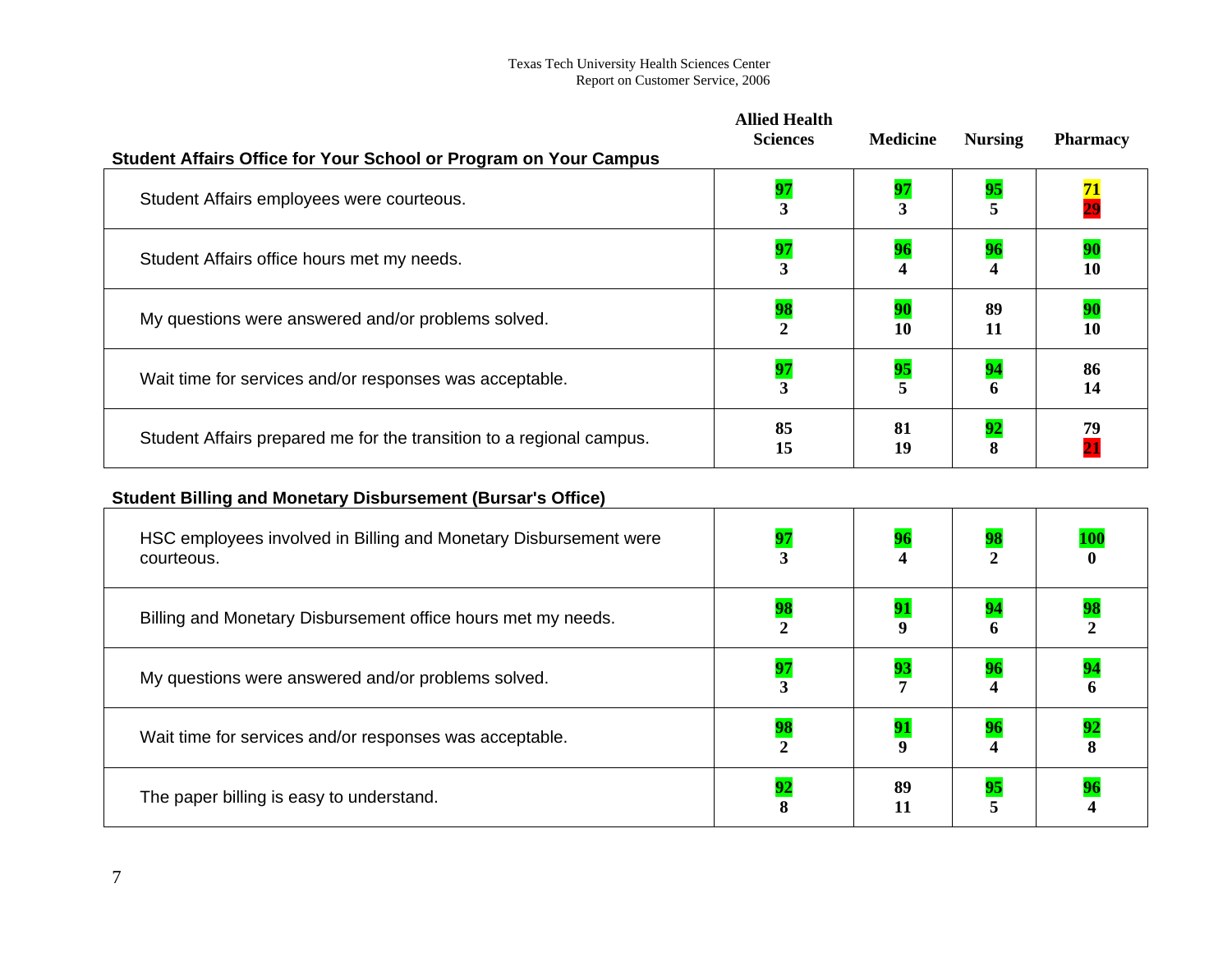| Student Affairs Office for Your School or Program on Your Campus | Allied Health Sciences | Medicine | Nursing | Pharmacy |
|---|---|---|---|---|
| Student Affairs employees were courteous. | 97<br>3 | 97<br>3 | 95<br>5 | 71<br>29 |
| Student Affairs office hours met my needs. | 97<br>3 | 96<br>4 | 96<br>4 | 90<br>10 |
| My questions were answered and/or problems solved. | 98<br>2 | 90<br>10 | 89<br>11 | 90<br>10 |
| Wait time for services and/or responses was acceptable. | 97<br>3 | 95<br>5 | 94<br>6 | 86<br>14 |
| Student Affairs prepared me for the transition to a regional campus. | 85<br>15 | 81<br>19 | 92<br>8 | 79<br>21 |

| Student Billing and Monetary Disbursement (Bursar's Office) | Allied Health Sciences | Medicine | Nursing | Pharmacy |
|---|---|---|---|---|
| HSC employees involved in Billing and Monetary Disbursement were courteous. | 97<br>3 | 96<br>4 | 98<br>2 | 100<br>0 |
| Billing and Monetary Disbursement office hours met my needs. | 98<br>2 | 91<br>9 | 94<br>6 | 98<br>2 |
| My questions were answered and/or problems solved. | 97<br>3 | 93<br>7 | 96<br>4 | 94<br>6 |
| Wait time for services and/or responses was acceptable. | 98<br>2 | 91<br>9 | 96<br>4 | 92<br>8 |
| The paper billing is easy to understand. | 92<br>8 | 89<br>11 | 95<br>5 | 96<br>4 |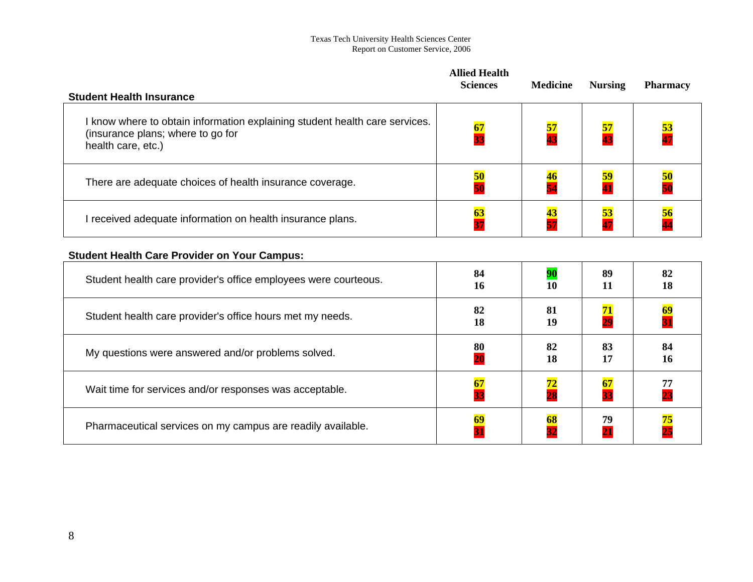## Student Health Insurance

| Student Health Insurance | Allied Health Sciences | Medicine | Nursing | Pharmacy |
|---|---|---|---|---|
| I know where to obtain information explaining student health care services. (insurance plans; where to go for health care, etc.) | 67<br>33 | 57<br>43 | 57<br>43 | 53<br>47 |
| There are adequate choices of health insurance coverage. | 50<br>50 | 46<br>54 | 59<br>41 | 50<br>50 |
| I received adequate information on health insurance plans. | 63<br>37 | 43<br>57 | 53<br>47 | 56<br>44 |

## Student Health Care Provider on Your Campus:

| Student Health Care Provider on Your Campus: | Allied Health Sciences | Medicine | Nursing | Pharmacy |
|---|---|---|---|---|
| Student health care provider's office employees were courteous. | 84<br>16 | 90<br>10 | 89<br>11 | 82<br>18 |
| Student health care provider's office hours met my needs. | 82<br>18 | 81<br>19 | 71<br>29 | 69<br>31 |
| My questions were answered and/or problems solved. | 80<br>20 | 82<br>18 | 83<br>17 | 84<br>16 |
| Wait time for services and/or responses was acceptable. | 67<br>33 | 72<br>28 | 67<br>33 | 77<br>23 |
| Pharmaceutical services on my campus are readily available. | 69<br>31 | 68<br>32 | 79<br>21 | 75<br>25 |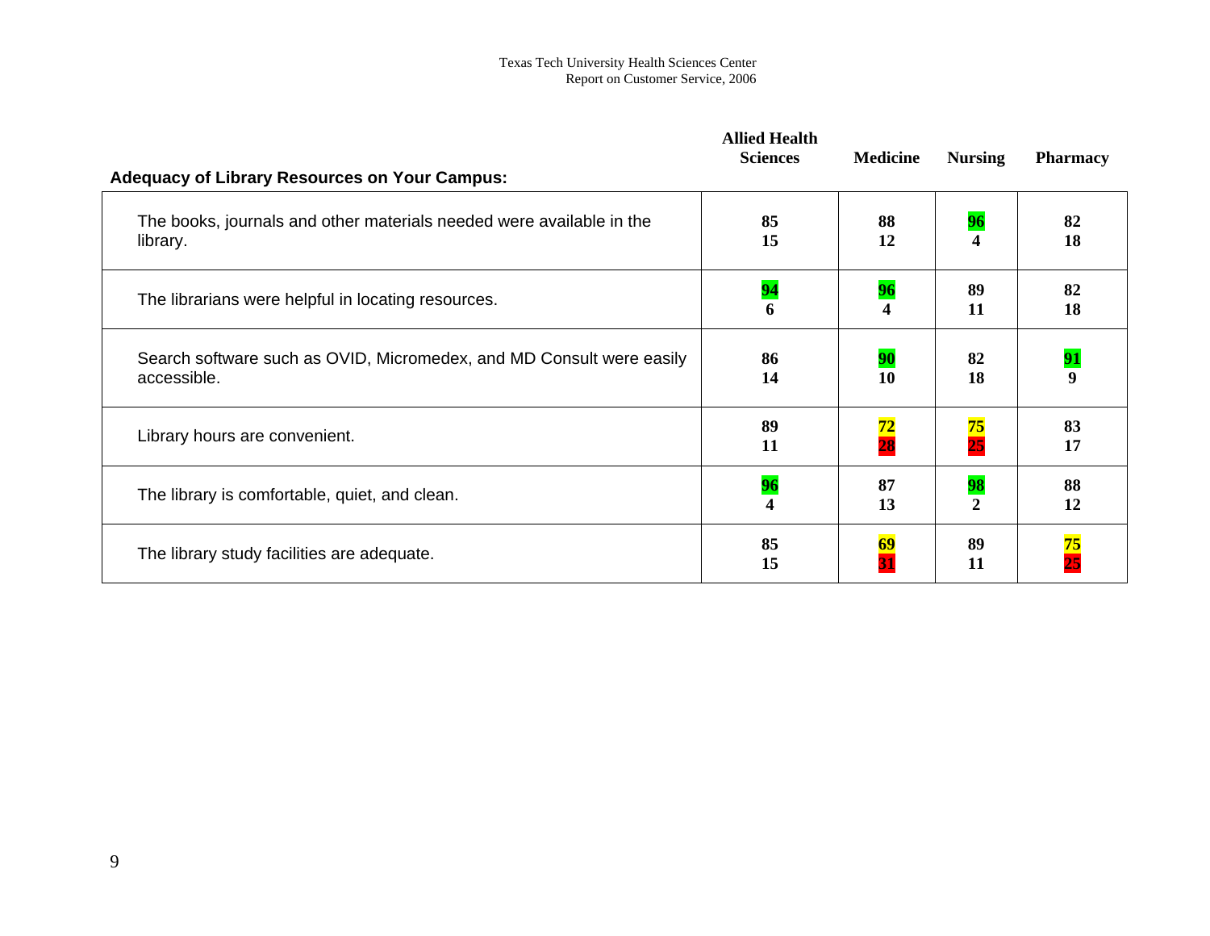| Adequacy of Library Resources on Your Campus: | Allied Health Sciences | Medicine | Nursing | Pharmacy |
|---|---|---|---|---|
| The books, journals and other materials needed were available in the library. | **85**<br>**15** | **88**<br>**12** | **96**<br>**4** | **82**<br>**18** |
| The librarians were helpful in locating resources. | **94**<br>**6** | **96**<br>**4** | **89**<br>**11** | **82**<br>**18** |
| Search software such as OVID, Micromedex, and MD Consult were easily accessible. | **86**<br>**14** | **90**<br>**10** | **82**<br>**18** | **91**<br>**9** |
| Library hours are convenient. | **89**<br>**11** | **72**<br>**28** | **75**<br>**25** | **83**<br>**17** |
| The library is comfortable, quiet, and clean. | **96**<br>**4** | **87**<br>**13** | **98**<br>**2** | **88**<br>**12** |
| The library study facilities are adequate. | **85**<br>**15** | **69**<br>**31** | **89**<br>**11** | **75**<br>**25** |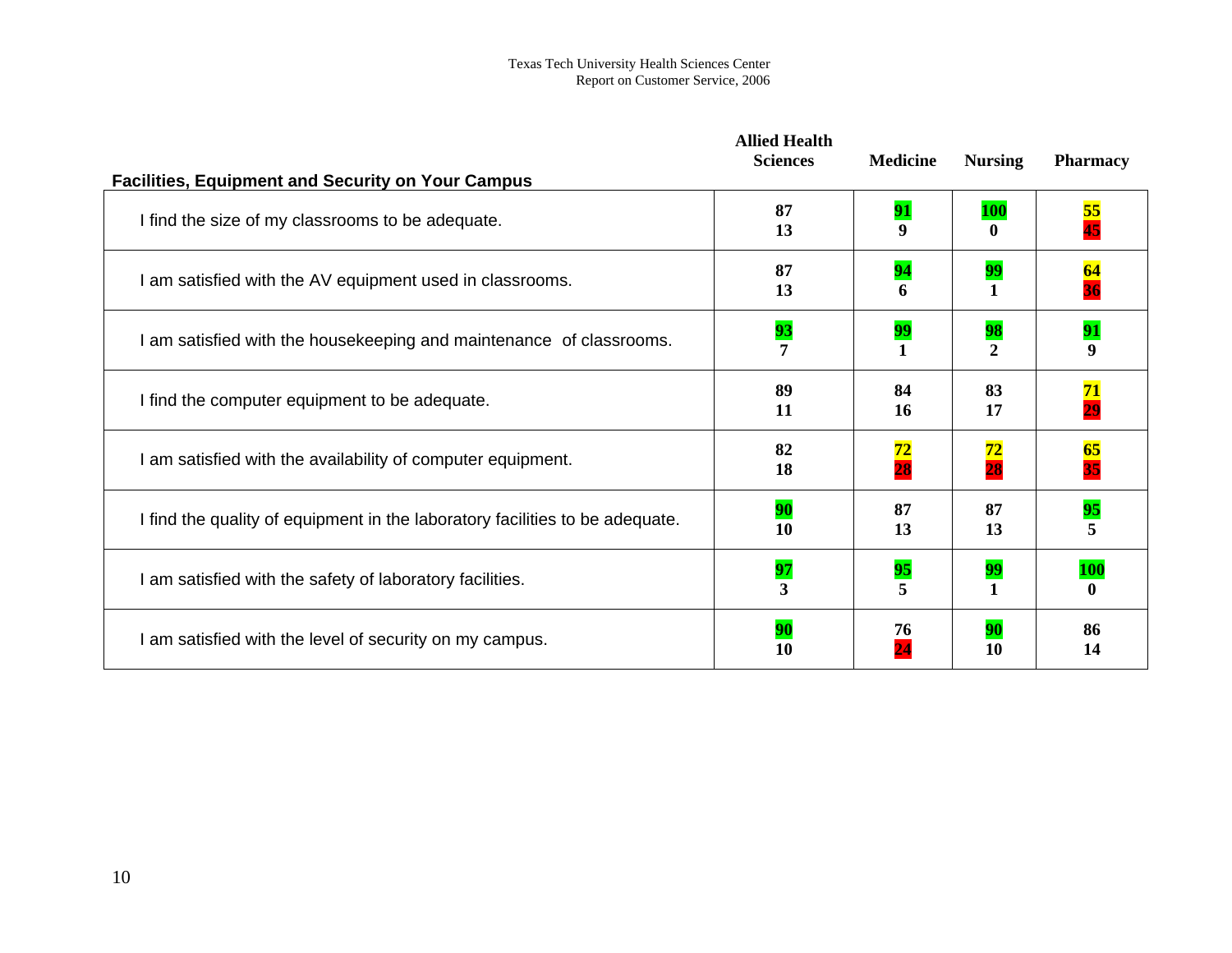| Facilities, Equipment and Security on Your Campus | Allied Health Sciences | Medicine | Nursing | Pharmacy |
|---|---|---|---|---|
| I find the size of my classrooms to be adequate. | 87<br>13 | 91<br>9 | 100<br>0 | 55<br>45 |
| I am satisfied with the AV equipment used in classrooms. | 87<br>13 | 94<br>6 | 99<br>1 | 64<br>36 |
| I am satisfied with the housekeeping and maintenance of classrooms. | 93<br>7 | 99<br>1 | 98<br>2 | 91<br>9 |
| I find the computer equipment to be adequate. | 89<br>11 | 84<br>16 | 83<br>17 | 71<br>29 |
| I am satisfied with the availability of computer equipment. | 82<br>18 | 72<br>28 | 72<br>28 | 65<br>35 |
| I find the quality of equipment in the laboratory facilities to be adequate. | 90<br>10 | 87<br>13 | 87<br>13 | 95<br>5 |
| I am satisfied with the safety of laboratory facilities. | 97<br>3 | 95<br>5 | 99<br>1 | 100<br>0 |
| I am satisfied with the level of security on my campus. | 90<br>10 | 76<br>24 | 90<br>10 | 86<br>14 |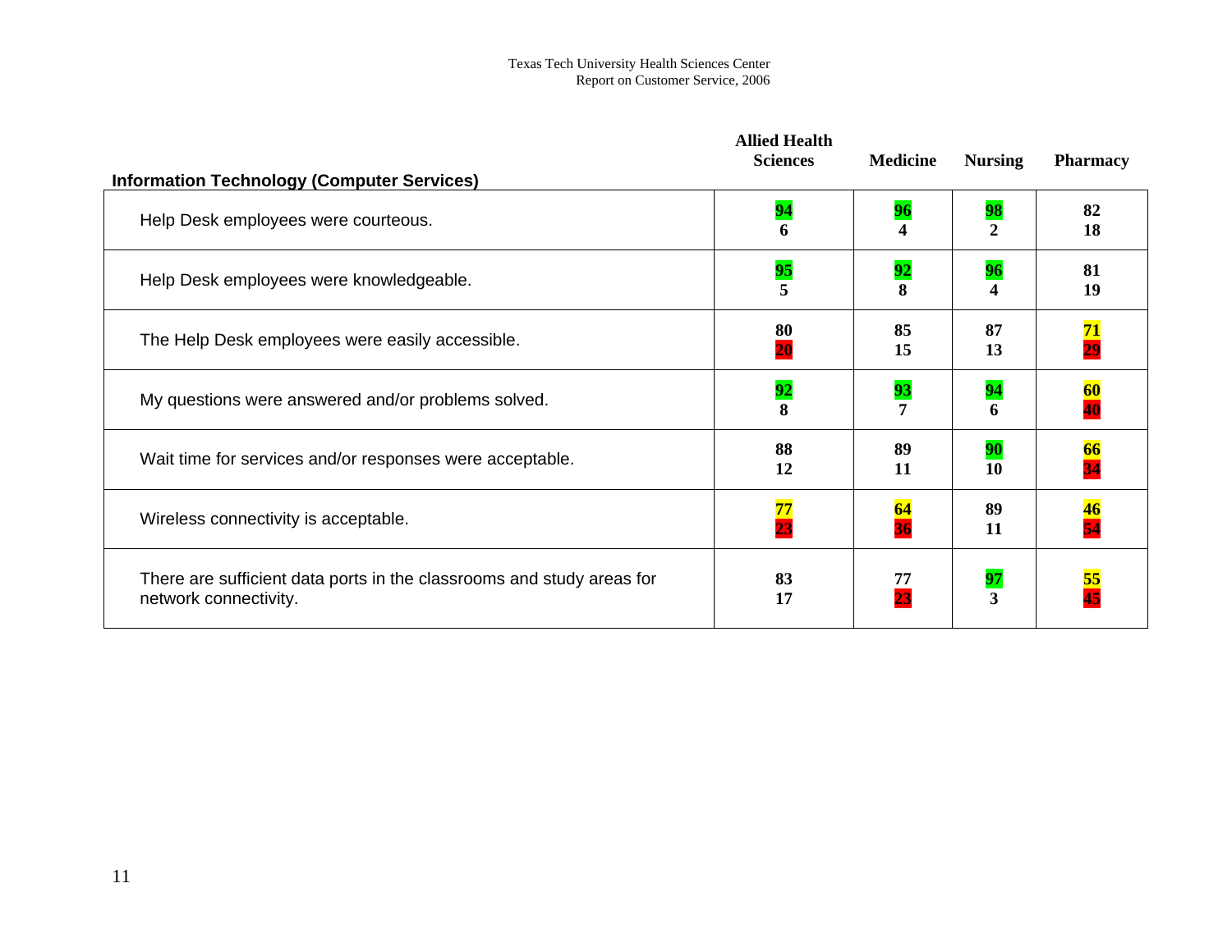| Information Technology (Computer Services) | Allied Health Sciences | Medicine | Nursing | Pharmacy |
|---|---|---|---|---|
| Help Desk employees were courteous. | **94**<br>**6** | **96**<br>**4** | **98**<br>**2** | **82**<br>**18** |
| Help Desk employees were knowledgeable. | **95**<br>**5** | **92**<br>**8** | **96**<br>**4** | **81**<br>**19** |
| The Help Desk employees were easily accessible. | **80**<br>**20** | **85**<br>**15** | **87**<br>**13** | **71**<br>**29** |
| My questions were answered and/or problems solved. | **92**<br>**8** | **93**<br>**7** | **94**<br>**6** | **60**<br>**40** |
| Wait time for services and/or responses were acceptable. | **88**<br>**12** | **89**<br>**11** | **90**<br>**10** | **66**<br>**34** |
| Wireless connectivity is acceptable. | **77**<br>**23** | **64**<br>**36** | **89**<br>**11** | **46**<br>**54** |
| There are sufficient data ports in the classrooms and study areas for network connectivity. | **83**<br>**17** | **77**<br>**23** | **97**<br>**3** | **55**<br>**45** |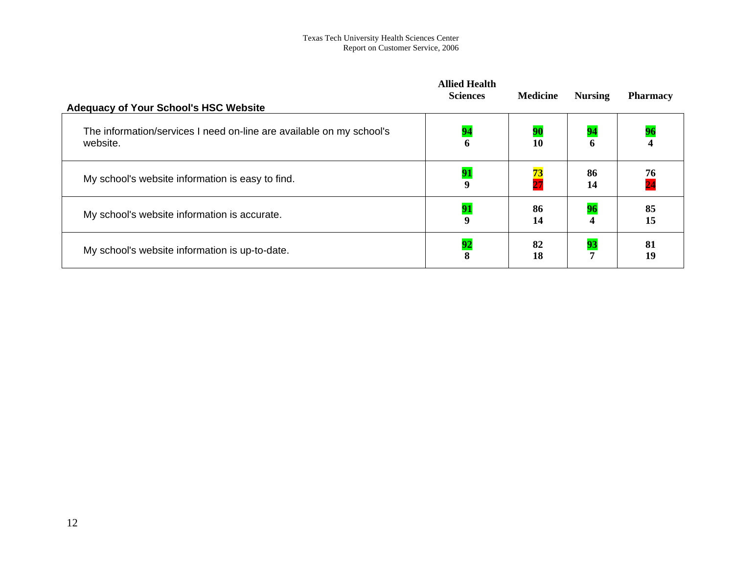| Adequacy of Your School's HSC Website | Allied Health Sciences | Medicine | Nursing | Pharmacy |
|---|---|---|---|---|
| The information/services I need on-line are available on my school's website. | 94<br>6 | 90<br>10 | 94<br>6 | 96<br>4 |
| My school's website information is easy to find. | 91<br>9 | 73<br>27 | 86<br>14 | 76<br>24 |
| My school's website information is accurate. | 91<br>9 | 86<br>14 | 96<br>4 | 85<br>15 |
| My school's website information is up-to-date. | 92<br>8 | 82<br>18 | 93<br>7 | 81<br>19 |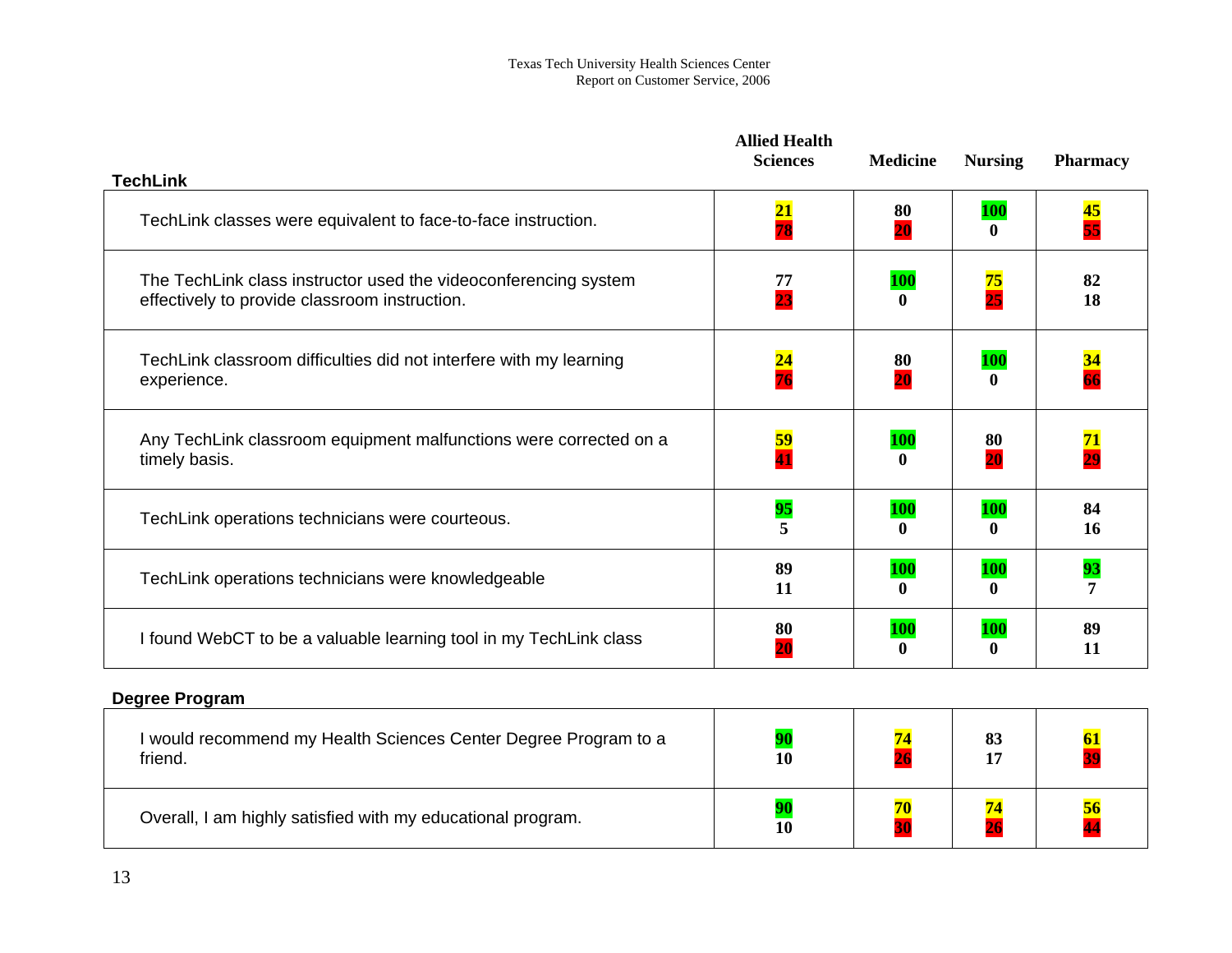| TechLink | Allied Health Sciences | Medicine | Nursing | Pharmacy |
|---|---|---|---|---|
| TechLink classes were equivalent to face-to-face instruction. | 21<br>78 | 80<br>20 | 100<br>0 | 45<br>55 |
| The TechLink class instructor used the videoconferencing system effectively to provide classroom instruction. | 77<br>23 | 100<br>0 | 75<br>25 | 82<br>18 |
| TechLink classroom difficulties did not interfere with my learning experience. | 24<br>76 | 80<br>20 | 100<br>0 | 34<br>66 |
| Any TechLink classroom equipment malfunctions were corrected on a timely basis. | 59<br>41 | 100<br>0 | 80<br>20 | 71<br>29 |
| TechLink operations technicians were courteous. | 95<br>5 | 100<br>0 | 100<br>0 | 84<br>16 |
| TechLink operations technicians were knowledgeable | 89<br>11 | 100<br>0 | 100<br>0 | 93<br>7 |
| I found WebCT to be a valuable learning tool in my TechLink class | 80<br>20 | 100<br>0 | 100<br>0 | 89<br>11 |

| Degree Program | Allied Health Sciences | Medicine | Nursing | Pharmacy |
|---|---|---|---|---|
| I would recommend my Health Sciences Center Degree Program to a friend. | 90<br>10 | 74<br>26 | 83<br>17 | 61<br>39 |
| Overall, I am highly satisfied with my educational program. | 90<br>10 | 70<br>30 | 74<br>26 | 56<br>44 |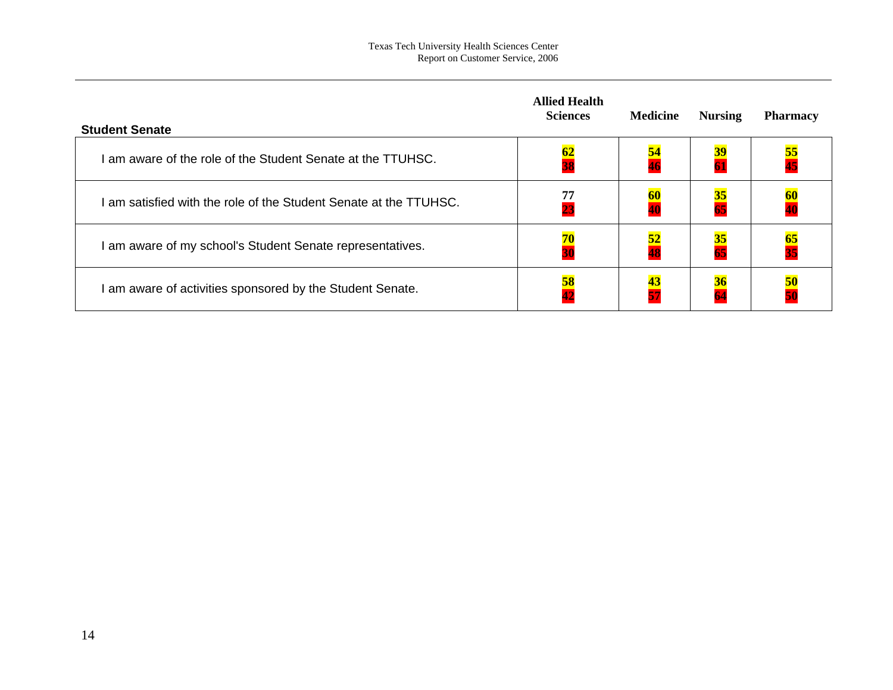| Student Senate | Allied Health Sciences | Medicine | Nursing | Pharmacy |
|---|---|---|---|---|
| I am aware of the role of the Student Senate at the TTUHSC. | 62<br>38 | 54<br>46 | 39<br>61 | 55<br>45 |
| I am satisfied with the role of the Student Senate at the TTUHSC. | 77<br>23 | 60<br>40 | 35<br>65 | 60<br>40 |
| I am aware of my school's Student Senate representatives. | 70<br>30 | 52<br>48 | 35<br>65 | 65<br>35 |
| I am aware of activities sponsored by the Student Senate. | 58<br>42 | 43<br>57 | 36<br>64 | 50<br>50 |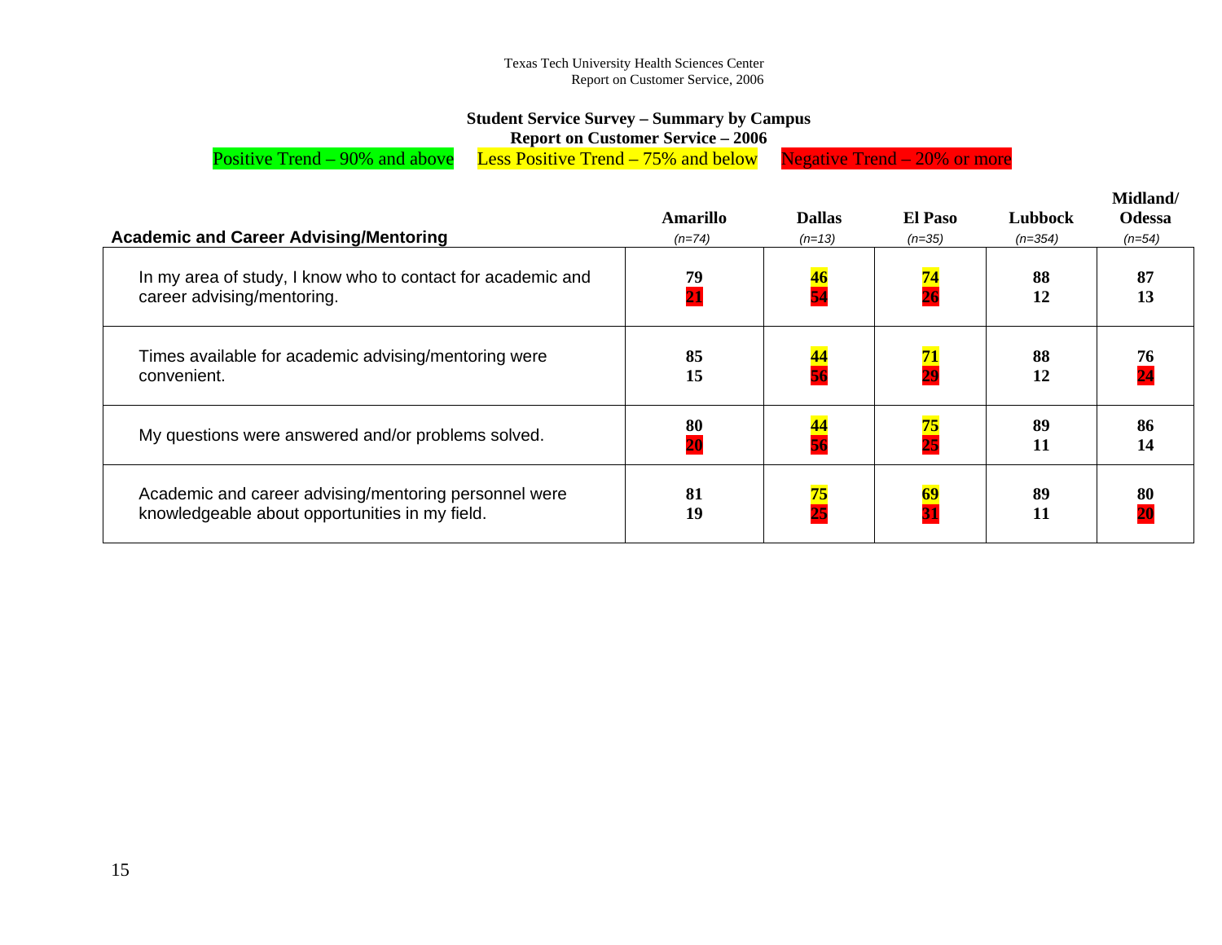## Student Service Survey – Summary by Campus

**Report on Customer Service – 2006**

Positive Trend – 90% and above    Less Positive Trend – 75% and below    Negative Trend – 20% or more

| Academic and Career Advising/Mentoring | Amarillo (n=74) | Dallas (n=13) | El Paso (n=35) | Lubbock (n=354) | Midland/ Odessa (n=54) |
|---|---|---|---|---|---|
| In my area of study, I know who to contact for academic and career advising/mentoring. | 79<br>21 | 46<br>54 | 74<br>26 | 88<br>12 | 87<br>13 |
| Times available for academic advising/mentoring were convenient. | 85<br>15 | 44<br>56 | 71<br>29 | 88<br>12 | 76<br>24 |
| My questions were answered and/or problems solved. | 80<br>20 | 44<br>56 | 75<br>25 | 89<br>11 | 86<br>14 |
| Academic and career advising/mentoring personnel were knowledgeable about opportunities in my field. | 81<br>19 | 75<br>25 | 69<br>31 | 89<br>11 | 80<br>20 |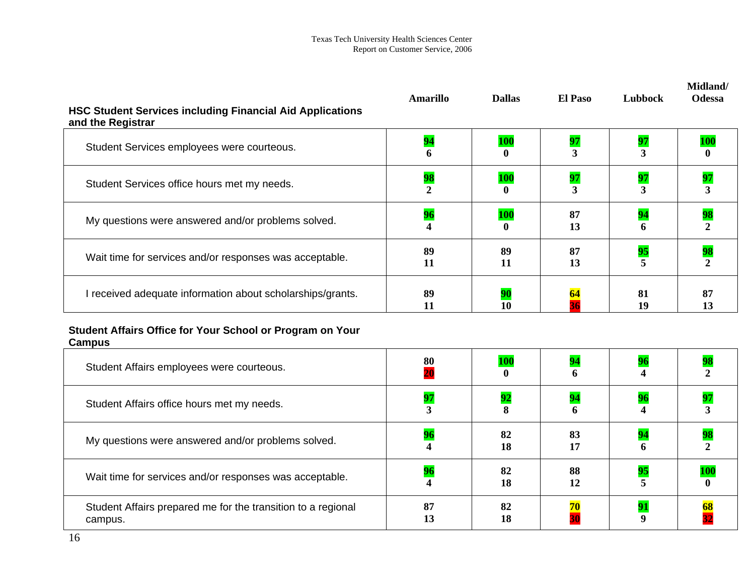| HSC Student Services including Financial Aid Applications and the Registrar | Amarillo | Dallas | El Paso | Lubbock | Midland/ Odessa |
|---|---|---|---|---|---|
| Student Services employees were courteous. | 94<br>6 | 100<br>0 | 97<br>3 | 97<br>3 | 100<br>0 |
| Student Services office hours met my needs. | 98<br>2 | 100<br>0 | 97<br>3 | 97<br>3 | 97<br>3 |
| My questions were answered and/or problems solved. | 96<br>4 | 100<br>0 | 87<br>13 | 94<br>6 | 98<br>2 |
| Wait time for services and/or responses was acceptable. | 89<br>11 | 89<br>11 | 87<br>13 | 95<br>5 | 98<br>2 |
| I received adequate information about scholarships/grants. | 89<br>11 | 90<br>10 | 64<br>36 | 81<br>19 | 87<br>13 |

| Student Affairs Office for Your School or Program on Your Campus | Amarillo | Dallas | El Paso | Lubbock | Midland/ Odessa |
|---|---|---|---|---|---|
| Student Affairs employees were courteous. | 80<br>20 | 100<br>0 | 94<br>6 | 96<br>4 | 98<br>2 |
| Student Affairs office hours met my needs. | 97<br>3 | 92<br>8 | 94<br>6 | 96<br>4 | 97<br>3 |
| My questions were answered and/or problems solved. | 96<br>4 | 82<br>18 | 83<br>17 | 94<br>6 | 98<br>2 |
| Wait time for services and/or responses was acceptable. | 96<br>4 | 82<br>18 | 88<br>12 | 95<br>5 | 100<br>0 |
| Student Affairs prepared me for the transition to a regional campus. | 87<br>13 | 82<br>18 | 70<br>30 | 91<br>9 | 68<br>32 |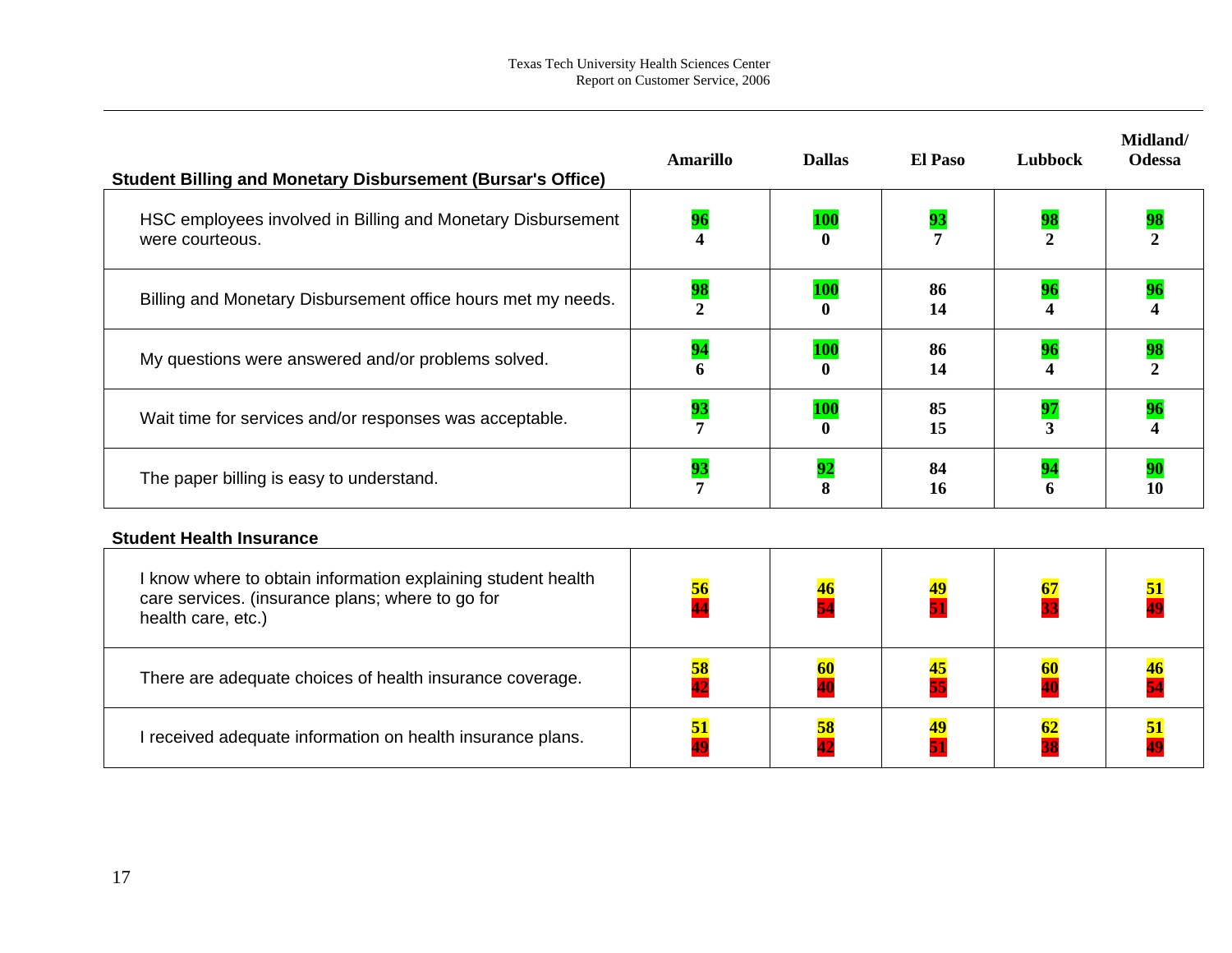| Student Billing and Monetary Disbursement (Bursar's Office) | Amarillo | Dallas | El Paso | Lubbock | Midland/ Odessa |
|---|---|---|---|---|---|
| HSC employees involved in Billing and Monetary Disbursement were courteous. | **96**<br>**4** | **100**<br>**0** | **93**<br>**7** | **98**<br>**2** | **98**<br>**2** |
| Billing and Monetary Disbursement office hours met my needs. | **98**<br>**2** | **100**<br>**0** | **86**<br>**14** | **96**<br>**4** | **96**<br>**4** |
| My questions were answered and/or problems solved. | **94**<br>**6** | **100**<br>**0** | **86**<br>**14** | **96**<br>**4** | **98**<br>**2** |
| Wait time for services and/or responses was acceptable. | **93**<br>**7** | **100**<br>**0** | **85**<br>**15** | **97**<br>**3** | **96**<br>**4** |
| The paper billing is easy to understand. | **93**<br>**7** | **92**<br>**8** | **84**<br>**16** | **94**<br>**6** | **90**<br>**10** |

| Student Health Insurance | Amarillo | Dallas | El Paso | Lubbock | Midland/ Odessa |
|---|---|---|---|---|---|
| I know where to obtain information explaining student health care services. (insurance plans; where to go for health care, etc.) | **56**<br>**44** | **46**<br>**54** | **49**<br>**51** | **67**<br>**33** | **51**<br>**49** |
| There are adequate choices of health insurance coverage. | **58**<br>**42** | **60**<br>**40** | **45**<br>**55** | **60**<br>**40** | **46**<br>**54** |
| I received adequate information on health insurance plans. | **51**<br>**49** | **58**<br>**42** | **49**<br>**51** | **62**<br>**38** | **51**<br>**49** |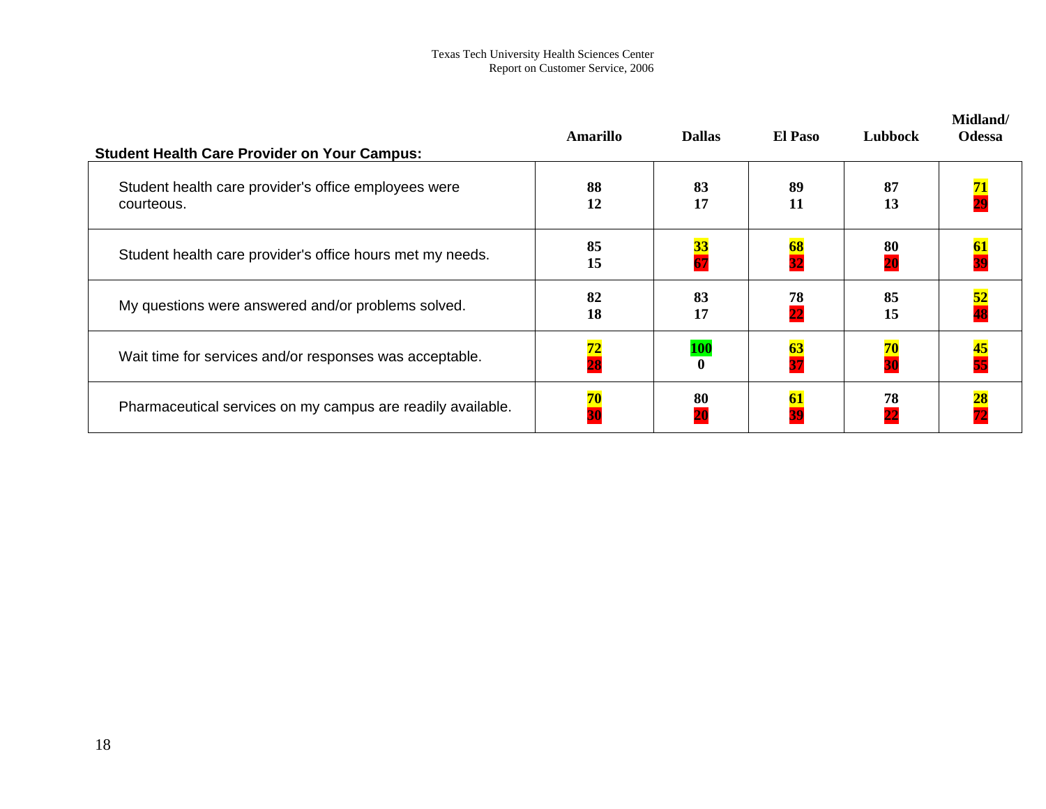| Student Health Care Provider on Your Campus: | Amarillo | Dallas | El Paso | Lubbock | Midland/ Odessa |
|---|---|---|---|---|---|
| Student health care provider's office employees were courteous. | 88<br>12 | 83<br>17 | 89<br>11 | 87<br>13 | 71<br>29 |
| Student health care provider's office hours met my needs. | 85<br>15 | 33<br>67 | 68<br>32 | 80<br>20 | 61<br>39 |
| My questions were answered and/or problems solved. | 82<br>18 | 83<br>17 | 78<br>22 | 85<br>15 | 52<br>48 |
| Wait time for services and/or responses was acceptable. | 72<br>28 | 100<br>0 | 63<br>37 | 70<br>30 | 45<br>55 |
| Pharmaceutical services on my campus are readily available. | 70<br>30 | 80<br>20 | 61<br>39 | 78<br>22 | 28<br>72 |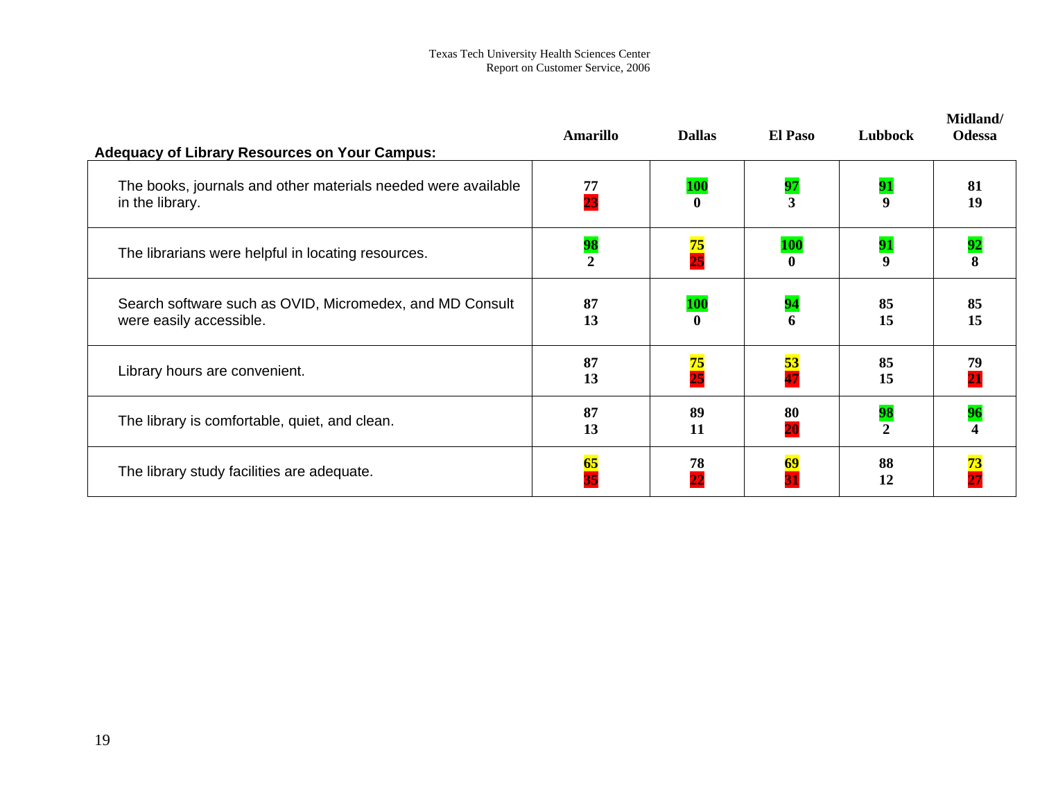| Adequacy of Library Resources on Your Campus: | Amarillo | Dallas | El Paso | Lubbock | Midland/ Odessa |
|---|---|---|---|---|---|
| The books, journals and other materials needed were available in the library. | **77** **23** | **100** **0** | **97** **3** | **91** **9** | **81** **19** |
| The librarians were helpful in locating resources. | **98** **2** | **75** **25** | **100** **0** | **91** **9** | **92** **8** |
| Search software such as OVID, Micromedex, and MD Consult were easily accessible. | **87** **13** | **100** **0** | **94** **6** | **85** **15** | **85** **15** |
| Library hours are convenient. | **87** **13** | **75** **25** | **53** **47** | **85** **15** | **79** **21** |
| The library is comfortable, quiet, and clean. | **87** **13** | **89** **11** | **80** **20** | **98** **2** | **96** **4** |
| The library study facilities are adequate. | **65** **35** | **78** **22** | **69** **31** | **88** **12** | **73** **27** |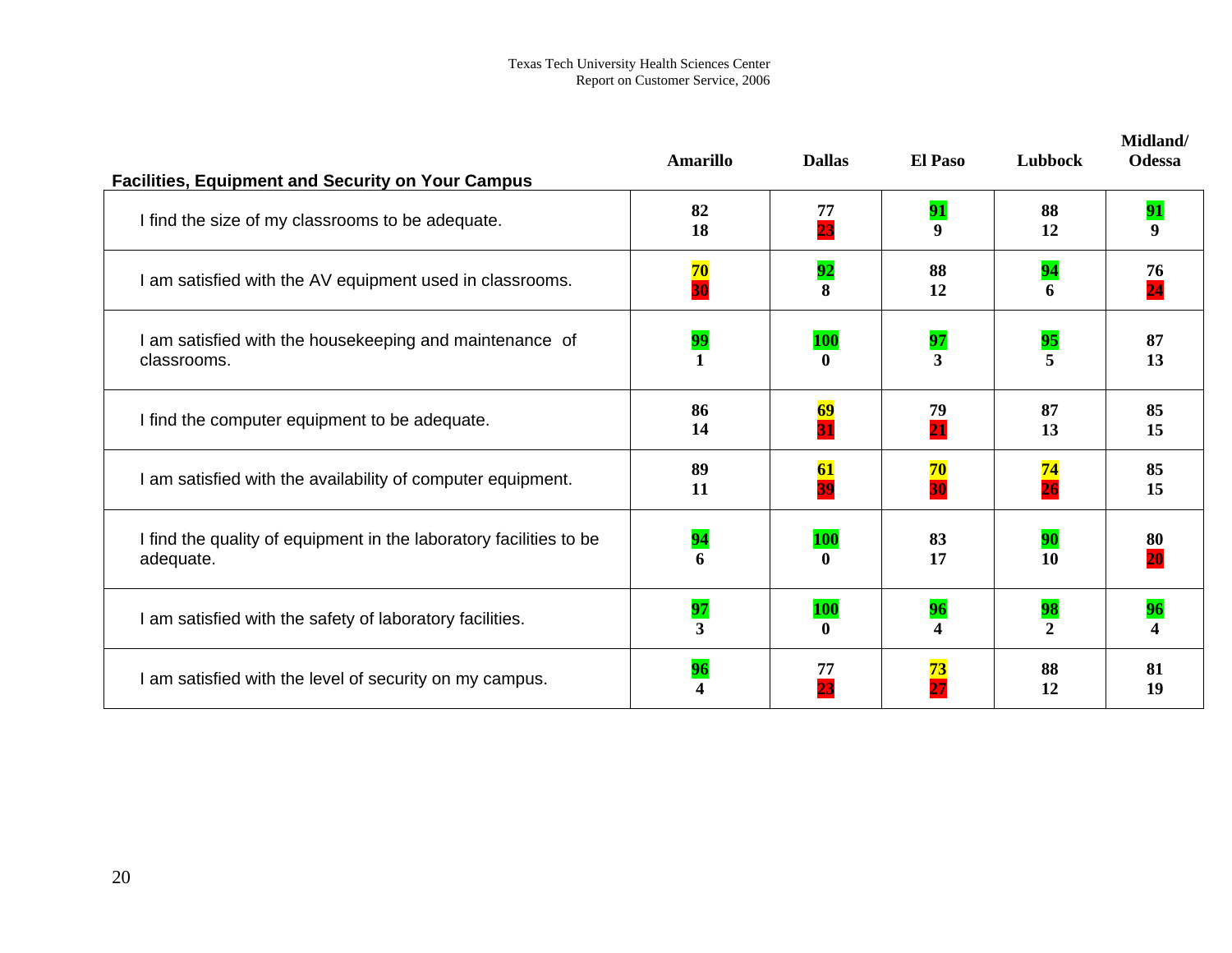| Facilities, Equipment and Security on Your Campus | Amarillo | Dallas | El Paso | Lubbock | Midland/ Odessa |
|---|---|---|---|---|---|
| I find the size of my classrooms to be adequate. | 82<br>18 | 77<br>23 | 91<br>9 | 88<br>12 | 91<br>9 |
| I am satisfied with the AV equipment used in classrooms. | 70<br>30 | 92<br>8 | 88<br>12 | 94<br>6 | 76<br>24 |
| I am satisfied with the housekeeping and maintenance of classrooms. | 99<br>1 | 100<br>0 | 97<br>3 | 95<br>5 | 87<br>13 |
| I find the computer equipment to be adequate. | 86<br>14 | 69<br>31 | 79<br>21 | 87<br>13 | 85<br>15 |
| I am satisfied with the availability of computer equipment. | 89<br>11 | 61<br>39 | 70<br>30 | 74<br>26 | 85<br>15 |
| I find the quality of equipment in the laboratory facilities to be adequate. | 94<br>6 | 100<br>0 | 83<br>17 | 90<br>10 | 80<br>20 |
| I am satisfied with the safety of laboratory facilities. | 97<br>3 | 100<br>0 | 96<br>4 | 98<br>2 | 96<br>4 |
| I am satisfied with the level of security on my campus. | 96<br>4 | 77<br>23 | 73<br>27 | 88<br>12 | 81<br>19 |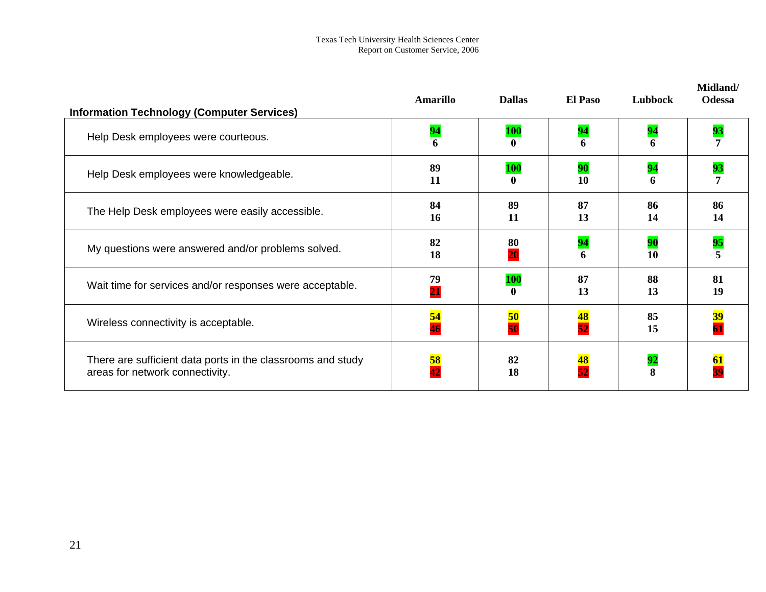| Information Technology (Computer Services) | Amarillo | Dallas | El Paso | Lubbock | Midland/ Odessa |
|---|---|---|---|---|---|
| Help Desk employees were courteous. | 94<br>6 | 100<br>0 | 94<br>6 | 94<br>6 | 93<br>7 |
| Help Desk employees were knowledgeable. | 89<br>11 | 100<br>0 | 90<br>10 | 94<br>6 | 93<br>7 |
| The Help Desk employees were easily accessible. | 84<br>16 | 89<br>11 | 87<br>13 | 86<br>14 | 86<br>14 |
| My questions were answered and/or problems solved. | 82<br>18 | 80<br>20 | 94<br>6 | 90<br>10 | 95<br>5 |
| Wait time for services and/or responses were acceptable. | 79<br>21 | 100<br>0 | 87<br>13 | 88<br>13 | 81<br>19 |
| Wireless connectivity is acceptable. | 54<br>46 | 50<br>50 | 48<br>52 | 85<br>15 | 39<br>61 |
| There are sufficient data ports in the classrooms and study areas for network connectivity. | 58<br>42 | 82<br>18 | 48<br>52 | 92<br>8 | 61<br>39 |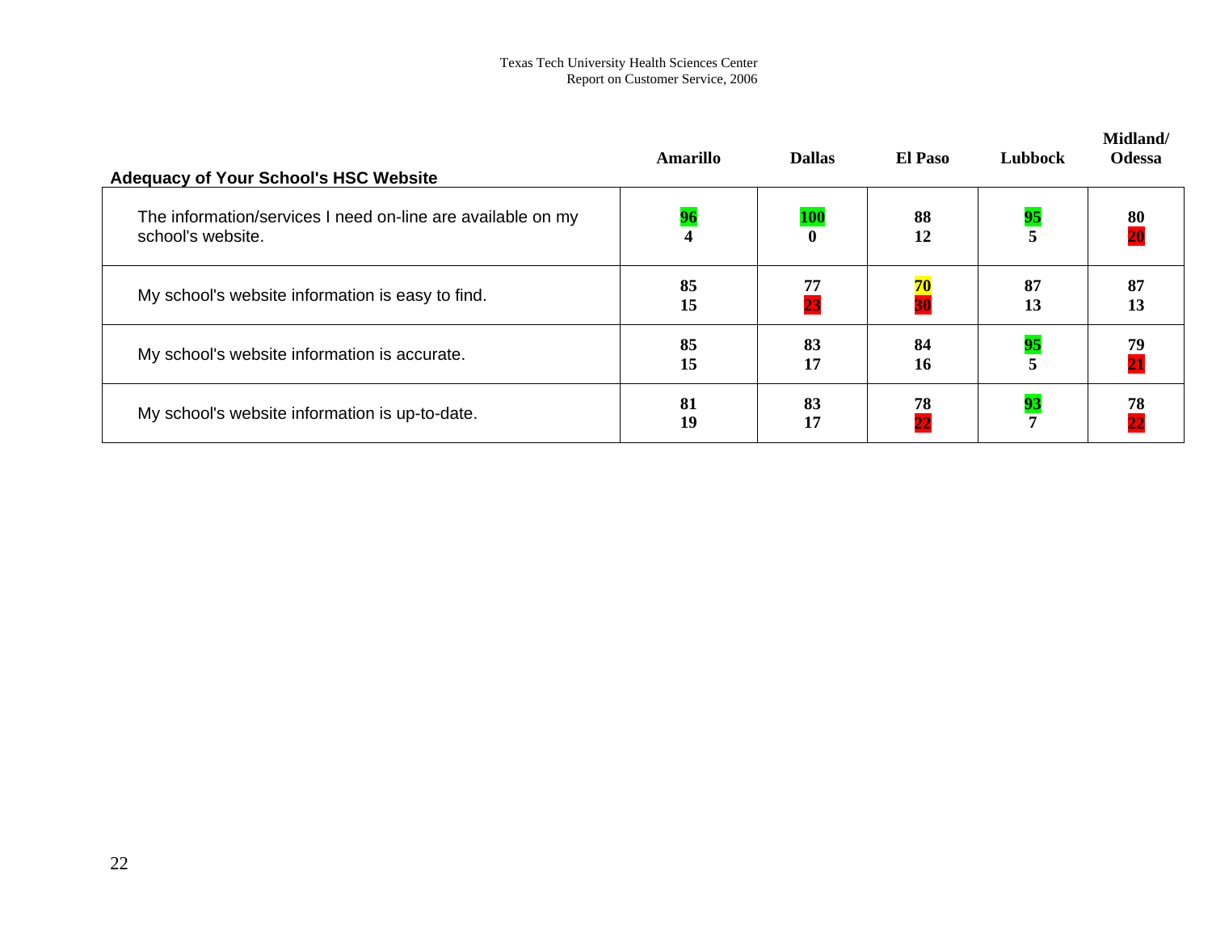| Adequacy of Your School's HSC Website | Amarillo | Dallas | El Paso | Lubbock | Midland/ Odessa |
|---|---|---|---|---|---|
| The information/services I need on-line are available on my school's website. | 96<br>4 | 100<br>0 | 88<br>12 | 95<br>5 | 80<br>20 |
| My school's website information is easy to find. | 85<br>15 | 77<br>23 | 70<br>30 | 87<br>13 | 87<br>13 |
| My school's website information is accurate. | 85<br>15 | 83<br>17 | 84<br>16 | 95<br>5 | 79<br>21 |
| My school's website information is up-to-date. | 81<br>19 | 83<br>17 | 78<br>22 | 93<br>7 | 78<br>22 |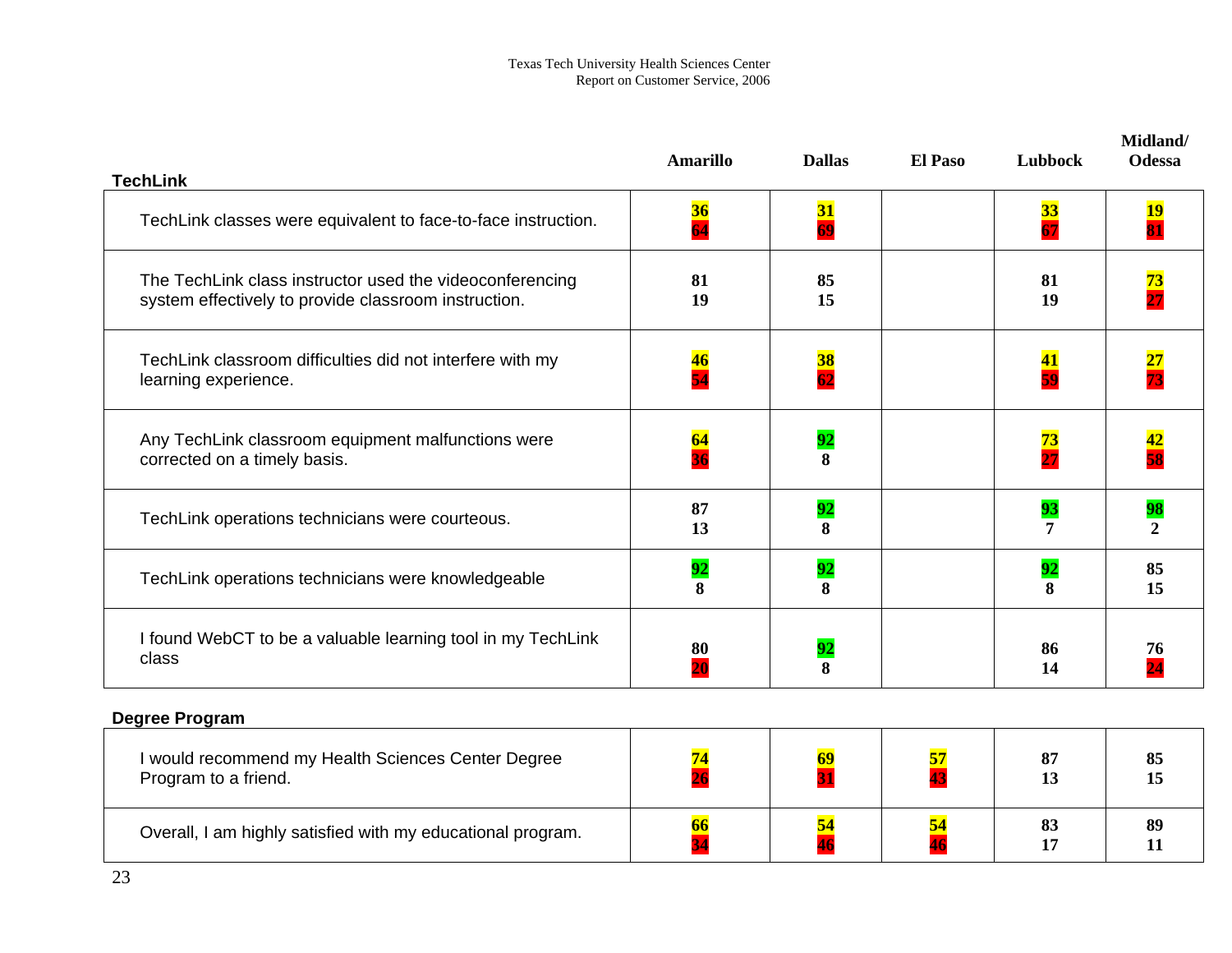## TechLink

| TechLink | Amarillo | Dallas | El Paso | Lubbock | Midland/ Odessa |
|---|---|---|---|---|---|
| TechLink classes were equivalent to face-to-face instruction. | 36<br>64 | 31<br>69 | | 33<br>67 | 19<br>81 |
| The TechLink class instructor used the videoconferencing system effectively to provide classroom instruction. | 81<br>19 | 85<br>15 | | 81<br>19 | 73<br>27 |
| TechLink classroom difficulties did not interfere with my learning experience. | 46<br>54 | 38<br>62 | | 41<br>59 | 27<br>73 |
| Any TechLink classroom equipment malfunctions were corrected on a timely basis. | 64<br>36 | 92<br>8 | | 73<br>27 | 42<br>58 |
| TechLink operations technicians were courteous. | 87<br>13 | 92<br>8 | | 93<br>7 | 98<br>2 |
| TechLink operations technicians were knowledgeable | 92<br>8 | 92<br>8 | | 92<br>8 | 85<br>15 |
| I found WebCT to be a valuable learning tool in my TechLink class | 80<br>20 | 92<br>8 | | 86<br>14 | 76<br>24 |

## Degree Program

| Degree Program | Amarillo | Dallas | El Paso | Lubbock | Midland/ Odessa |
|---|---|---|---|---|---|
| I would recommend my Health Sciences Center Degree Program to a friend. | 74<br>26 | 69<br>31 | 57<br>43 | 87<br>13 | 85<br>15 |
| Overall, I am highly satisfied with my educational program. | 66<br>34 | 54<br>46 | 54<br>46 | 83<br>17 | 89<br>11 |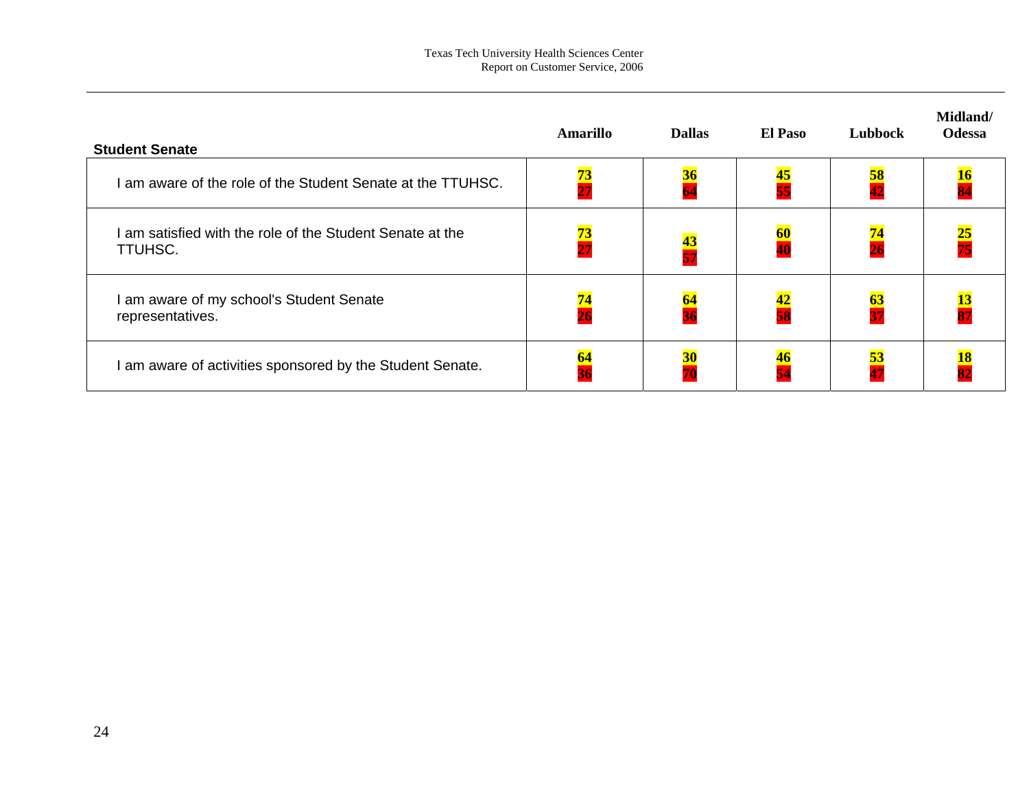| Student Senate | Amarillo | Dallas | El Paso | Lubbock | Midland/ Odessa |
|---|---|---|---|---|---|
| I am aware of the role of the Student Senate at the TTUHSC. | 73<br>27 | 36<br>64 | 45<br>55 | 58<br>42 | 16<br>84 |
| I am satisfied with the role of the Student Senate at the TTUHSC. | 73<br>27 | 43<br>57 | 60<br>40 | 74<br>26 | 25<br>75 |
| I am aware of my school's Student Senate representatives. | 74<br>26 | 64<br>36 | 42<br>58 | 63<br>37 | 13<br>87 |
| I am aware of activities sponsored by the Student Senate. | 64<br>36 | 30<br>70 | 46<br>54 | 53<br>47 | 18<br>82 |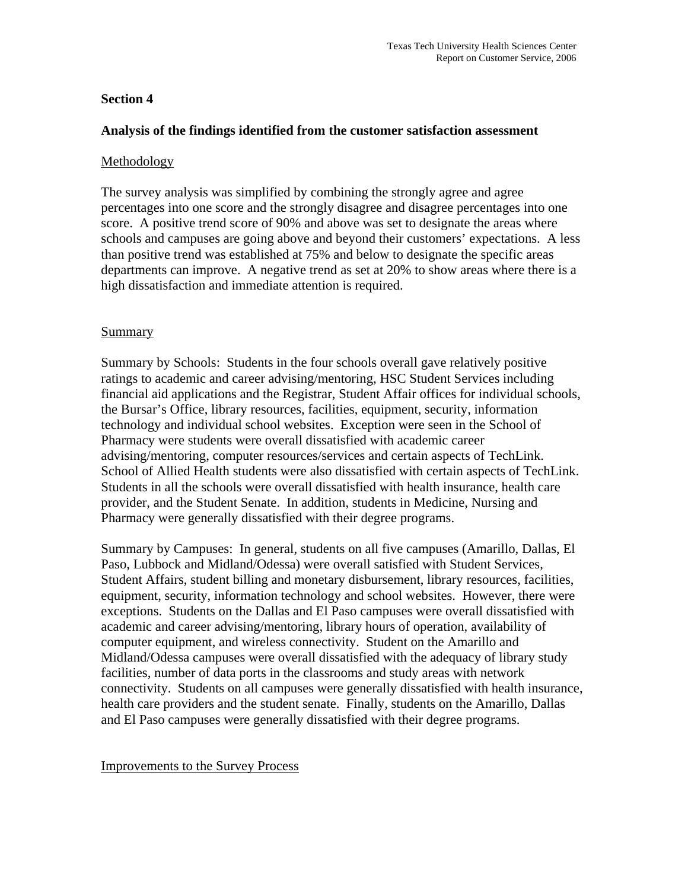## Section 4

### Analysis of the findings identified from the customer satisfaction assessment

<u>Methodology</u>

The survey analysis was simplified by combining the strongly agree and agree percentages into one score and the strongly disagree and disagree percentages into one score. A positive trend score of 90% and above was set to designate the areas where schools and campuses are going above and beyond their customers' expectations. A less than positive trend was established at 75% and below to designate the specific areas departments can improve. A negative trend as set at 20% to show areas where there is a high dissatisfaction and immediate attention is required.

<u>Summary</u>

Summary by Schools: Students in the four schools overall gave relatively positive ratings to academic and career advising/mentoring, HSC Student Services including financial aid applications and the Registrar, Student Affair offices for individual schools, the Bursar's Office, library resources, facilities, equipment, security, information technology and individual school websites. Exception were seen in the School of Pharmacy were students were overall dissatisfied with academic career advising/mentoring, computer resources/services and certain aspects of TechLink. School of Allied Health students were also dissatisfied with certain aspects of TechLink. Students in all the schools were overall dissatisfied with health insurance, health care provider, and the Student Senate. In addition, students in Medicine, Nursing and Pharmacy were generally dissatisfied with their degree programs.

Summary by Campuses: In general, students on all five campuses (Amarillo, Dallas, El Paso, Lubbock and Midland/Odessa) were overall satisfied with Student Services, Student Affairs, student billing and monetary disbursement, library resources, facilities, equipment, security, information technology and school websites. However, there were exceptions. Students on the Dallas and El Paso campuses were overall dissatisfied with academic and career advising/mentoring, library hours of operation, availability of computer equipment, and wireless connectivity. Student on the Amarillo and Midland/Odessa campuses were overall dissatisfied with the adequacy of library study facilities, number of data ports in the classrooms and study areas with network connectivity. Students on all campuses were generally dissatisfied with health insurance, health care providers and the student senate. Finally, students on the Amarillo, Dallas and El Paso campuses were generally dissatisfied with their degree programs.

<u>Improvements to the Survey Process</u>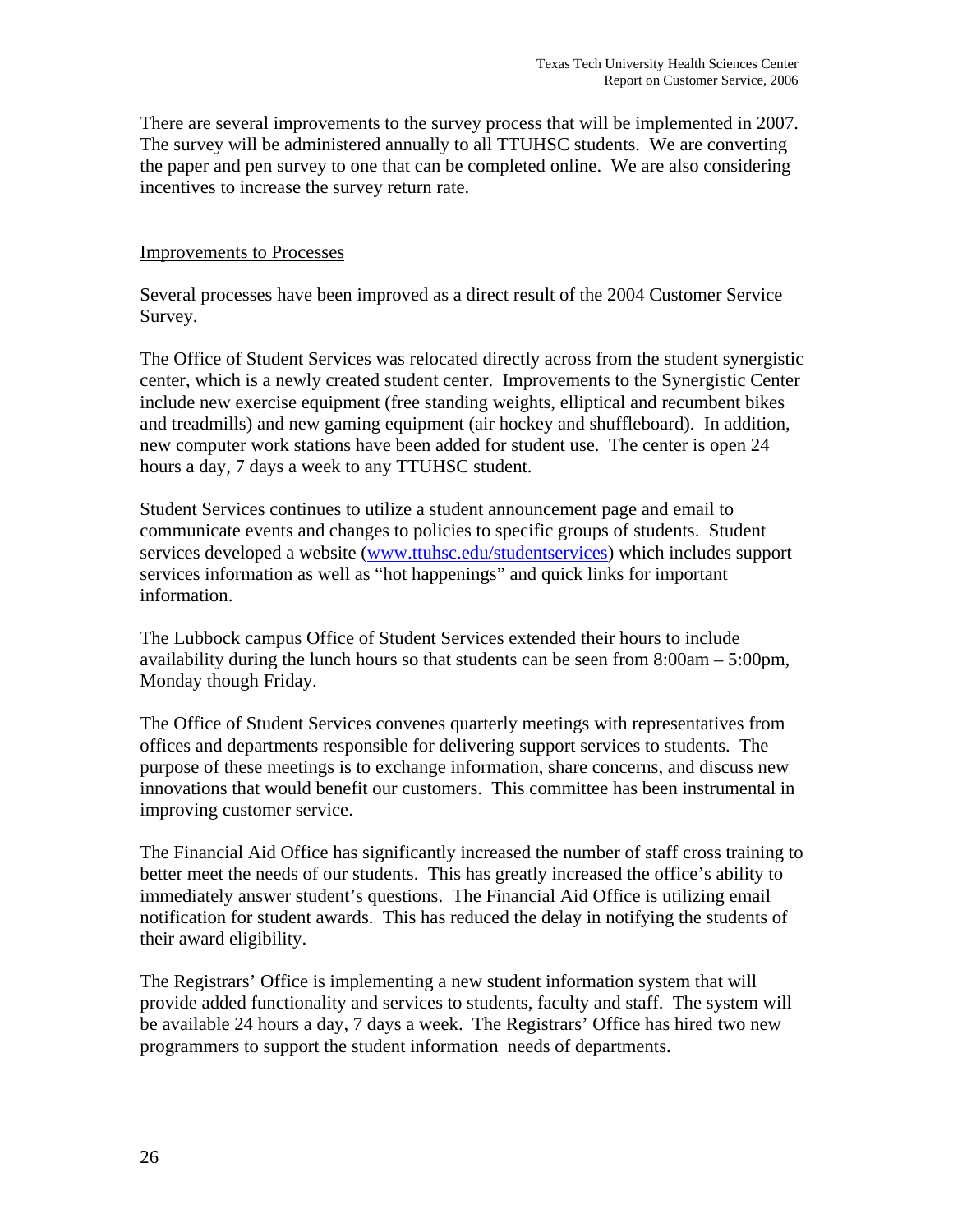There are several improvements to the survey process that will be implemented in 2007. The survey will be administered annually to all TTUHSC students. We are converting the paper and pen survey to one that can be completed online. We are also considering incentives to increase the survey return rate.

## Improvements to Processes

Several processes have been improved as a direct result of the 2004 Customer Service Survey.

The Office of Student Services was relocated directly across from the student synergistic center, which is a newly created student center. Improvements to the Synergistic Center include new exercise equipment (free standing weights, elliptical and recumbent bikes and treadmills) and new gaming equipment (air hockey and shuffleboard). In addition, new computer work stations have been added for student use. The center is open 24 hours a day, 7 days a week to any TTUHSC student.

Student Services continues to utilize a student announcement page and email to communicate events and changes to policies to specific groups of students. Student services developed a website (www.ttuhsc.edu/studentservices) which includes support services information as well as "hot happenings" and quick links for important information.

The Lubbock campus Office of Student Services extended their hours to include availability during the lunch hours so that students can be seen from 8:00am – 5:00pm, Monday though Friday.

The Office of Student Services convenes quarterly meetings with representatives from offices and departments responsible for delivering support services to students. The purpose of these meetings is to exchange information, share concerns, and discuss new innovations that would benefit our customers. This committee has been instrumental in improving customer service.

The Financial Aid Office has significantly increased the number of staff cross training to better meet the needs of our students. This has greatly increased the office's ability to immediately answer student's questions. The Financial Aid Office is utilizing email notification for student awards. This has reduced the delay in notifying the students of their award eligibility.

The Registrars' Office is implementing a new student information system that will provide added functionality and services to students, faculty and staff. The system will be available 24 hours a day, 7 days a week. The Registrars' Office has hired two new programmers to support the student information needs of departments.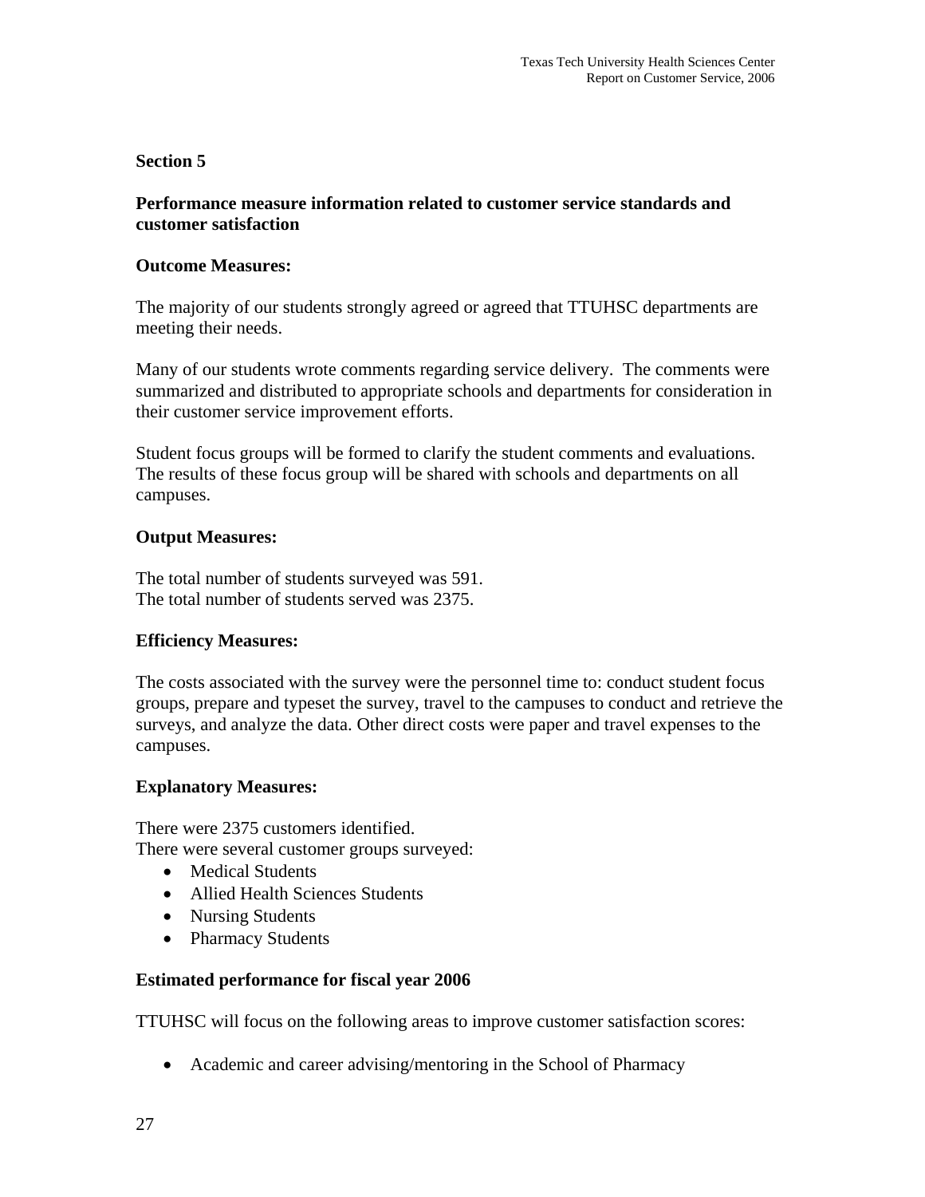## Section 5

### Performance measure information related to customer service standards and customer satisfaction

**Outcome Measures:**

The majority of our students strongly agreed or agreed that TTUHSC departments are meeting their needs.

Many of our students wrote comments regarding service delivery. The comments were summarized and distributed to appropriate schools and departments for consideration in their customer service improvement efforts.

Student focus groups will be formed to clarify the student comments and evaluations. The results of these focus group will be shared with schools and departments on all campuses.

**Output Measures:**

The total number of students surveyed was 591.
The total number of students served was 2375.

**Efficiency Measures:**

The costs associated with the survey were the personnel time to: conduct student focus groups, prepare and typeset the survey, travel to the campuses to conduct and retrieve the surveys, and analyze the data. Other direct costs were paper and travel expenses to the campuses.

**Explanatory Measures:**

There were 2375 customers identified.
There were several customer groups surveyed:

- Medical Students
- Allied Health Sciences Students
- Nursing Students
- Pharmacy Students

**Estimated performance for fiscal year 2006**

TTUHSC will focus on the following areas to improve customer satisfaction scores:

- Academic and career advising/mentoring in the School of Pharmacy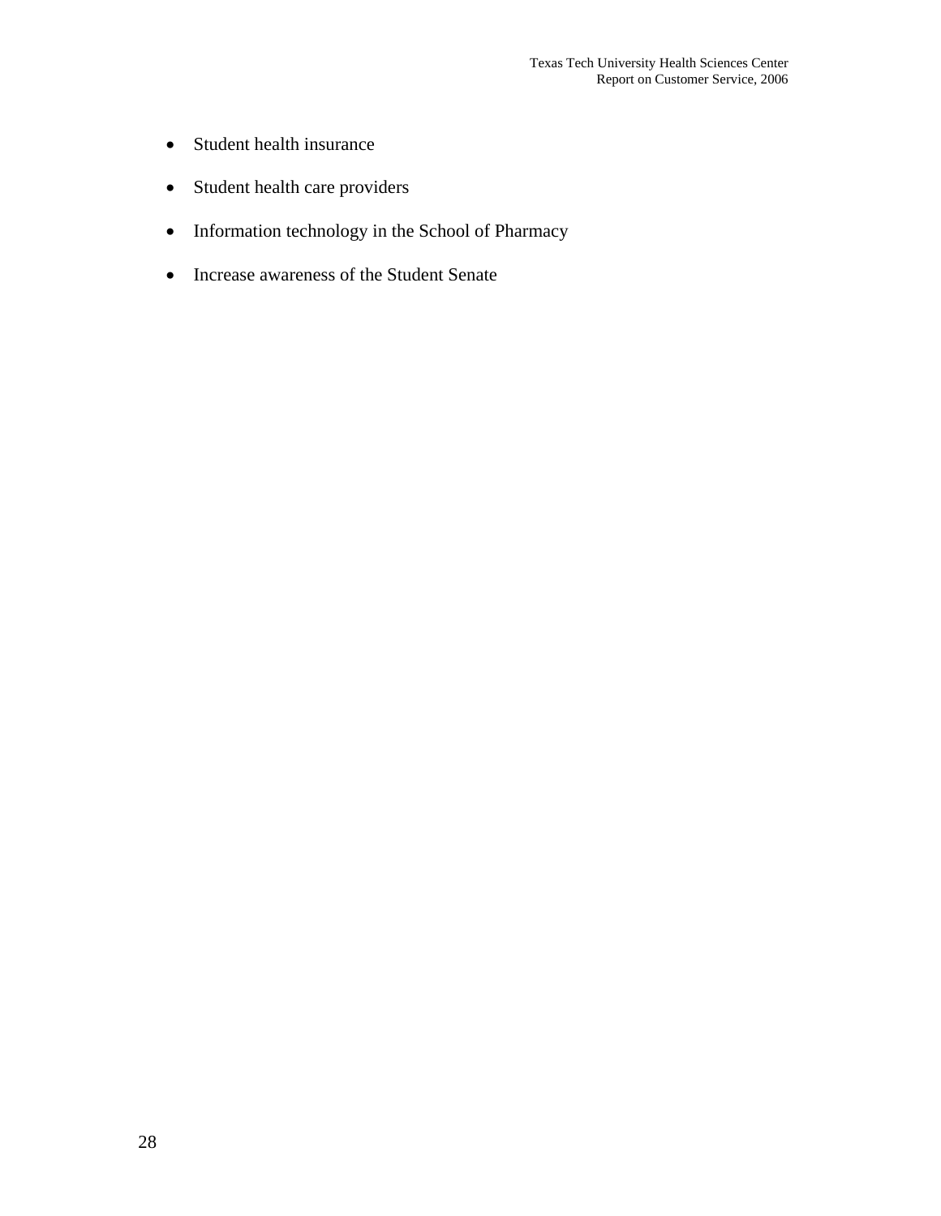- Student health insurance
- Student health care providers
- Information technology in the School of Pharmacy
- Increase awareness of the Student Senate